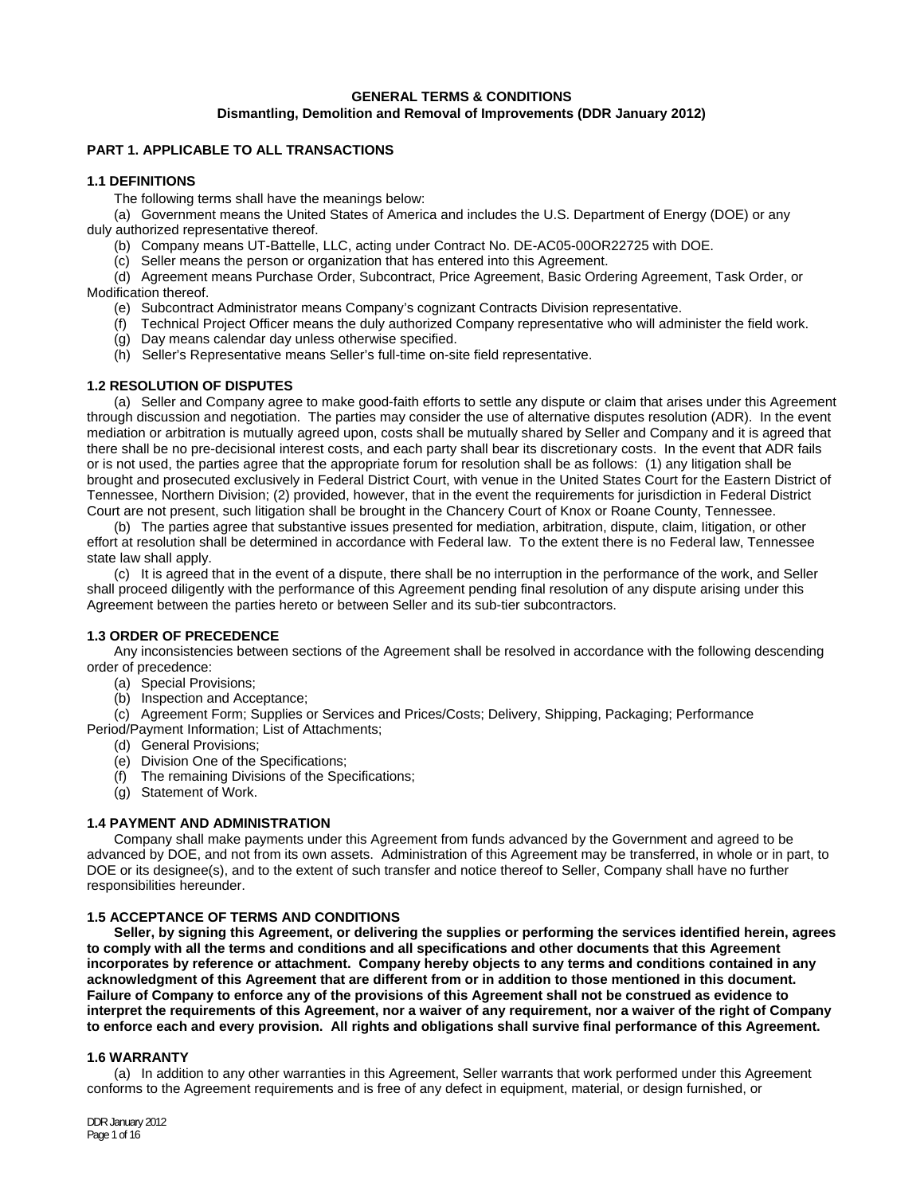# GENERAL TERMS & CONDITIONS
## Dismantling, Demolition and Removal of Improvements (DDR January 2012)

### PART 1. APPLICABLE TO ALL TRANSACTIONS

#### 1.1 DEFINITIONS

The following terms shall have the meanings below:

(a) Government means the United States of America and includes the U.S. Department of Energy (DOE) or any duly authorized representative thereof.

(b) Company means UT-Battelle, LLC, acting under Contract No. DE-AC05-00OR22725 with DOE.

(c) Seller means the person or organization that has entered into this Agreement.

(d) Agreement means Purchase Order, Subcontract, Price Agreement, Basic Ordering Agreement, Task Order, or Modification thereof.

(e) Subcontract Administrator means Company's cognizant Contracts Division representative.

(f) Technical Project Officer means the duly authorized Company representative who will administer the field work.

(g) Day means calendar day unless otherwise specified.

(h) Seller's Representative means Seller's full-time on-site field representative.

#### 1.2 RESOLUTION OF DISPUTES

(a) Seller and Company agree to make good-faith efforts to settle any dispute or claim that arises under this Agreement through discussion and negotiation. The parties may consider the use of alternative disputes resolution (ADR). In the event mediation or arbitration is mutually agreed upon, costs shall be mutually shared by Seller and Company and it is agreed that there shall be no pre-decisional interest costs, and each party shall bear its discretionary costs. In the event that ADR fails or is not used, the parties agree that the appropriate forum for resolution shall be as follows: (1) any litigation shall be brought and prosecuted exclusively in Federal District Court, with venue in the United States Court for the Eastern District of Tennessee, Northern Division; (2) provided, however, that in the event the requirements for jurisdiction in Federal District Court are not present, such litigation shall be brought in the Chancery Court of Knox or Roane County, Tennessee.

(b) The parties agree that substantive issues presented for mediation, arbitration, dispute, claim, litigation, or other effort at resolution shall be determined in accordance with Federal law. To the extent there is no Federal law, Tennessee state law shall apply.

(c) It is agreed that in the event of a dispute, there shall be no interruption in the performance of the work, and Seller shall proceed diligently with the performance of this Agreement pending final resolution of any dispute arising under this Agreement between the parties hereto or between Seller and its sub-tier subcontractors.

#### 1.3 ORDER OF PRECEDENCE

Any inconsistencies between sections of the Agreement shall be resolved in accordance with the following descending order of precedence:

(a) Special Provisions;

(b) Inspection and Acceptance;

(c) Agreement Form; Supplies or Services and Prices/Costs; Delivery, Shipping, Packaging; Performance Period/Payment Information; List of Attachments;

(d) General Provisions;

(e) Division One of the Specifications;

(f) The remaining Divisions of the Specifications;

(g) Statement of Work.

#### 1.4 PAYMENT AND ADMINISTRATION

Company shall make payments under this Agreement from funds advanced by the Government and agreed to be advanced by DOE, and not from its own assets. Administration of this Agreement may be transferred, in whole or in part, to DOE or its designee(s), and to the extent of such transfer and notice thereof to Seller, Company shall have no further responsibilities hereunder.

#### 1.5 ACCEPTANCE OF TERMS AND CONDITIONS

**Seller, by signing this Agreement, or delivering the supplies or performing the services identified herein, agrees to comply with all the terms and conditions and all specifications and other documents that this Agreement incorporates by reference or attachment. Company hereby objects to any terms and conditions contained in any acknowledgment of this Agreement that are different from or in addition to those mentioned in this document. Failure of Company to enforce any of the provisions of this Agreement shall not be construed as evidence to interpret the requirements of this Agreement, nor a waiver of any requirement, nor a waiver of the right of Company to enforce each and every provision. All rights and obligations shall survive final performance of this Agreement.**

#### 1.6 WARRANTY

(a) In addition to any other warranties in this Agreement, Seller warrants that work performed under this Agreement conforms to the Agreement requirements and is free of any defect in equipment, material, or design furnished, or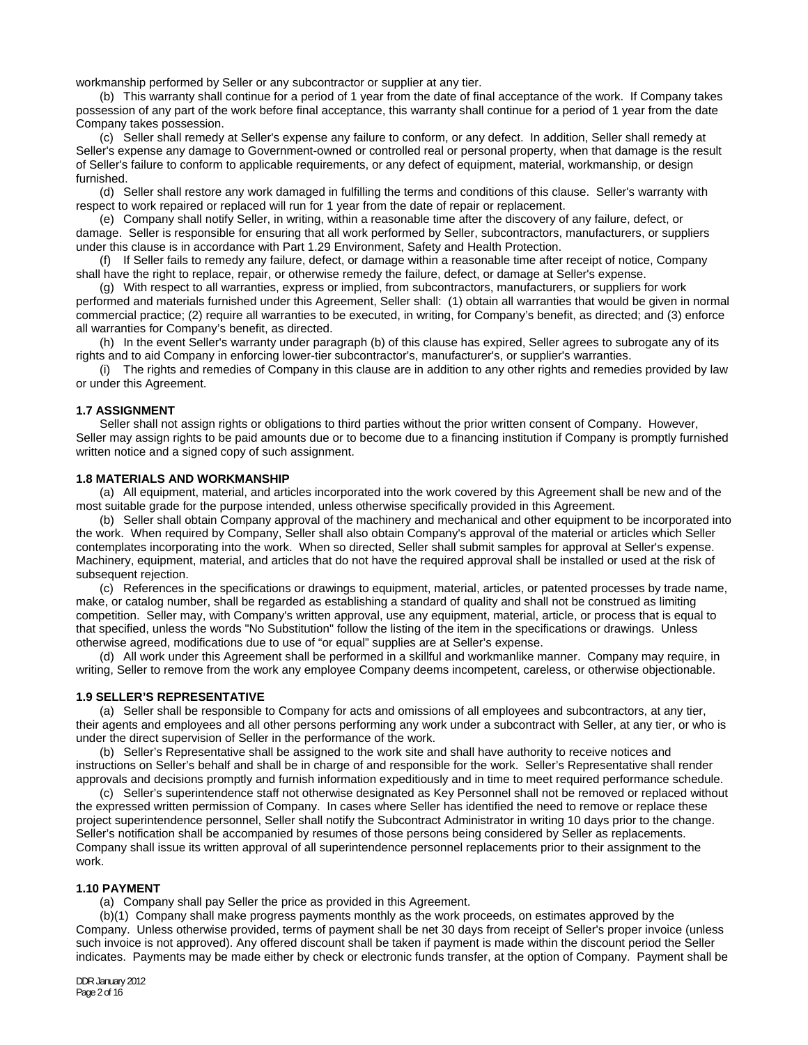workmanship performed by Seller or any subcontractor or supplier at any tier.

(b) This warranty shall continue for a period of 1 year from the date of final acceptance of the work. If Company takes possession of any part of the work before final acceptance, this warranty shall continue for a period of 1 year from the date Company takes possession.

(c) Seller shall remedy at Seller's expense any failure to conform, or any defect. In addition, Seller shall remedy at Seller's expense any damage to Government-owned or controlled real or personal property, when that damage is the result of Seller's failure to conform to applicable requirements, or any defect of equipment, material, workmanship, or design furnished.

(d) Seller shall restore any work damaged in fulfilling the terms and conditions of this clause. Seller's warranty with respect to work repaired or replaced will run for 1 year from the date of repair or replacement.

(e) Company shall notify Seller, in writing, within a reasonable time after the discovery of any failure, defect, or damage. Seller is responsible for ensuring that all work performed by Seller, subcontractors, manufacturers, or suppliers under this clause is in accordance with Part 1.29 Environment, Safety and Health Protection.

(f) If Seller fails to remedy any failure, defect, or damage within a reasonable time after receipt of notice, Company shall have the right to replace, repair, or otherwise remedy the failure, defect, or damage at Seller's expense.

(g) With respect to all warranties, express or implied, from subcontractors, manufacturers, or suppliers for work performed and materials furnished under this Agreement, Seller shall: (1) obtain all warranties that would be given in normal commercial practice; (2) require all warranties to be executed, in writing, for Company's benefit, as directed; and (3) enforce all warranties for Company's benefit, as directed.

(h) In the event Seller's warranty under paragraph (b) of this clause has expired, Seller agrees to subrogate any of its rights and to aid Company in enforcing lower-tier subcontractor's, manufacturer's, or supplier's warranties.

(i) The rights and remedies of Company in this clause are in addition to any other rights and remedies provided by law or under this Agreement.

**1.7 ASSIGNMENT**

Seller shall not assign rights or obligations to third parties without the prior written consent of Company. However, Seller may assign rights to be paid amounts due or to become due to a financing institution if Company is promptly furnished written notice and a signed copy of such assignment.

**1.8 MATERIALS AND WORKMANSHIP**

(a) All equipment, material, and articles incorporated into the work covered by this Agreement shall be new and of the most suitable grade for the purpose intended, unless otherwise specifically provided in this Agreement.

(b) Seller shall obtain Company approval of the machinery and mechanical and other equipment to be incorporated into the work. When required by Company, Seller shall also obtain Company's approval of the material or articles which Seller contemplates incorporating into the work. When so directed, Seller shall submit samples for approval at Seller's expense. Machinery, equipment, material, and articles that do not have the required approval shall be installed or used at the risk of subsequent rejection.

(c) References in the specifications or drawings to equipment, material, articles, or patented processes by trade name, make, or catalog number, shall be regarded as establishing a standard of quality and shall not be construed as limiting competition. Seller may, with Company's written approval, use any equipment, material, article, or process that is equal to that specified, unless the words "No Substitution" follow the listing of the item in the specifications or drawings. Unless otherwise agreed, modifications due to use of "or equal" supplies are at Seller's expense.

(d) All work under this Agreement shall be performed in a skillful and workmanlike manner. Company may require, in writing, Seller to remove from the work any employee Company deems incompetent, careless, or otherwise objectionable.

**1.9 SELLER'S REPRESENTATIVE**

(a) Seller shall be responsible to Company for acts and omissions of all employees and subcontractors, at any tier, their agents and employees and all other persons performing any work under a subcontract with Seller, at any tier, or who is under the direct supervision of Seller in the performance of the work.

(b) Seller's Representative shall be assigned to the work site and shall have authority to receive notices and instructions on Seller's behalf and shall be in charge of and responsible for the work. Seller's Representative shall render approvals and decisions promptly and furnish information expeditiously and in time to meet required performance schedule.

(c) Seller's superintendence staff not otherwise designated as Key Personnel shall not be removed or replaced without the expressed written permission of Company. In cases where Seller has identified the need to remove or replace these project superintendence personnel, Seller shall notify the Subcontract Administrator in writing 10 days prior to the change. Seller's notification shall be accompanied by resumes of those persons being considered by Seller as replacements. Company shall issue its written approval of all superintendence personnel replacements prior to their assignment to the work.

**1.10 PAYMENT**

(a) Company shall pay Seller the price as provided in this Agreement.

(b)(1) Company shall make progress payments monthly as the work proceeds, on estimates approved by the Company. Unless otherwise provided, terms of payment shall be net 30 days from receipt of Seller's proper invoice (unless such invoice is not approved). Any offered discount shall be taken if payment is made within the discount period the Seller indicates. Payments may be made either by check or electronic funds transfer, at the option of Company. Payment shall be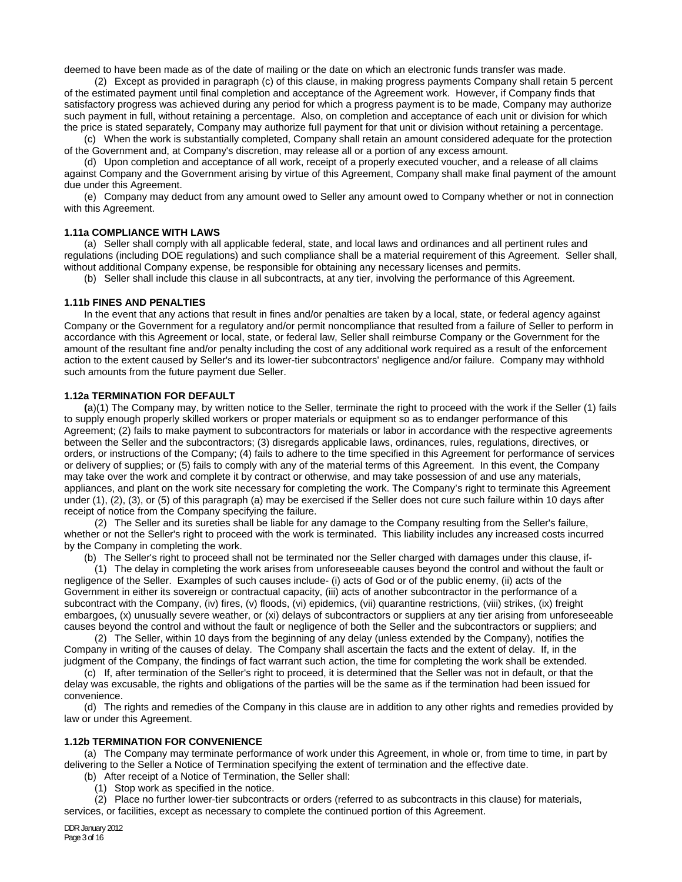deemed to have been made as of the date of mailing or the date on which an electronic funds transfer was made.

(2) Except as provided in paragraph (c) of this clause, in making progress payments Company shall retain 5 percent of the estimated payment until final completion and acceptance of the Agreement work. However, if Company finds that satisfactory progress was achieved during any period for which a progress payment is to be made, Company may authorize such payment in full, without retaining a percentage. Also, on completion and acceptance of each unit or division for which the price is stated separately, Company may authorize full payment for that unit or division without retaining a percentage.

(c) When the work is substantially completed, Company shall retain an amount considered adequate for the protection of the Government and, at Company's discretion, may release all or a portion of any excess amount.

(d) Upon completion and acceptance of all work, receipt of a properly executed voucher, and a release of all claims against Company and the Government arising by virtue of this Agreement, Company shall make final payment of the amount due under this Agreement.

(e) Company may deduct from any amount owed to Seller any amount owed to Company whether or not in connection with this Agreement.

**1.11a COMPLIANCE WITH LAWS**

(a) Seller shall comply with all applicable federal, state, and local laws and ordinances and all pertinent rules and regulations (including DOE regulations) and such compliance shall be a material requirement of this Agreement. Seller shall, without additional Company expense, be responsible for obtaining any necessary licenses and permits.

(b) Seller shall include this clause in all subcontracts, at any tier, involving the performance of this Agreement.

**1.11b FINES AND PENALTIES**

In the event that any actions that result in fines and/or penalties are taken by a local, state, or federal agency against Company or the Government for a regulatory and/or permit noncompliance that resulted from a failure of Seller to perform in accordance with this Agreement or local, state, or federal law, Seller shall reimburse Company or the Government for the amount of the resultant fine and/or penalty including the cost of any additional work required as a result of the enforcement action to the extent caused by Seller's and its lower-tier subcontractors' negligence and/or failure. Company may withhold such amounts from the future payment due Seller.

**1.12a TERMINATION FOR DEFAULT**

**(**a)(1) The Company may, by written notice to the Seller, terminate the right to proceed with the work if the Seller (1) fails to supply enough properly skilled workers or proper materials or equipment so as to endanger performance of this Agreement; (2) fails to make payment to subcontractors for materials or labor in accordance with the respective agreements between the Seller and the subcontractors; (3) disregards applicable laws, ordinances, rules, regulations, directives, or orders, or instructions of the Company; (4) fails to adhere to the time specified in this Agreement for performance of services or delivery of supplies; or (5) fails to comply with any of the material terms of this Agreement. In this event, the Company may take over the work and complete it by contract or otherwise, and may take possession of and use any materials, appliances, and plant on the work site necessary for completing the work. The Company's right to terminate this Agreement under (1), (2), (3), or (5) of this paragraph (a) may be exercised if the Seller does not cure such failure within 10 days after receipt of notice from the Company specifying the failure.

(2) The Seller and its sureties shall be liable for any damage to the Company resulting from the Seller's failure, whether or not the Seller's right to proceed with the work is terminated. This liability includes any increased costs incurred by the Company in completing the work.

(b) The Seller's right to proceed shall not be terminated nor the Seller charged with damages under this clause, if-

(1) The delay in completing the work arises from unforeseeable causes beyond the control and without the fault or negligence of the Seller. Examples of such causes include- (i) acts of God or of the public enemy, (ii) acts of the Government in either its sovereign or contractual capacity, (iii) acts of another subcontractor in the performance of a subcontract with the Company, (iv) fires, (v) floods, (vi) epidemics, (vii) quarantine restrictions, (viii) strikes, (ix) freight embargoes, (x) unusually severe weather, or (xi) delays of subcontractors or suppliers at any tier arising from unforeseeable causes beyond the control and without the fault or negligence of both the Seller and the subcontractors or suppliers; and

(2) The Seller, within 10 days from the beginning of any delay (unless extended by the Company), notifies the Company in writing of the causes of delay. The Company shall ascertain the facts and the extent of delay. If, in the judgment of the Company, the findings of fact warrant such action, the time for completing the work shall be extended.

(c) If, after termination of the Seller's right to proceed, it is determined that the Seller was not in default, or that the delay was excusable, the rights and obligations of the parties will be the same as if the termination had been issued for convenience.

(d) The rights and remedies of the Company in this clause are in addition to any other rights and remedies provided by law or under this Agreement.

**1.12b TERMINATION FOR CONVENIENCE**

(a) The Company may terminate performance of work under this Agreement, in whole or, from time to time, in part by delivering to the Seller a Notice of Termination specifying the extent of termination and the effective date.

(b) After receipt of a Notice of Termination, the Seller shall:

(1) Stop work as specified in the notice.

(2) Place no further lower-tier subcontracts or orders (referred to as subcontracts in this clause) for materials, services, or facilities, except as necessary to complete the continued portion of this Agreement.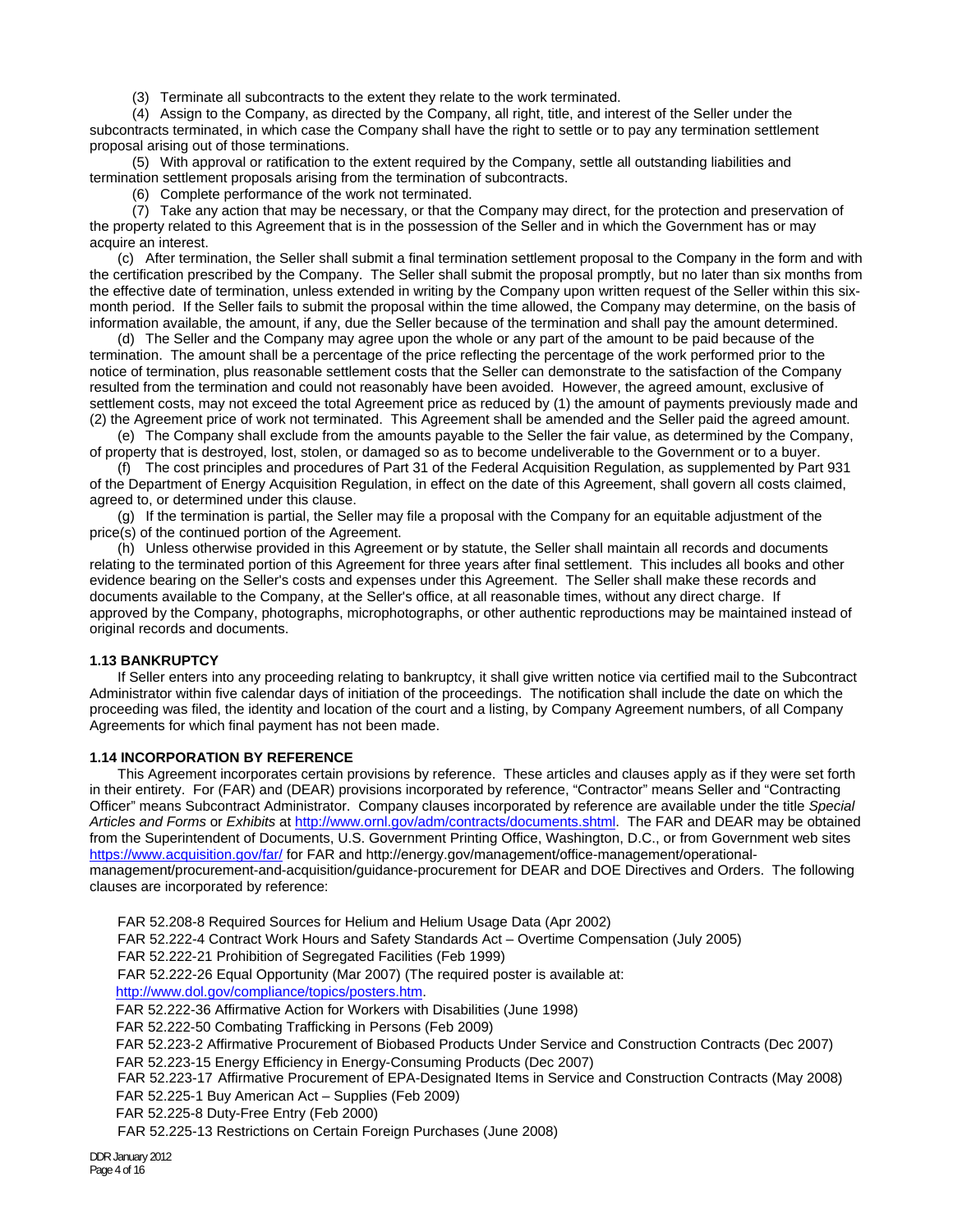(3) Terminate all subcontracts to the extent they relate to the work terminated.

(4) Assign to the Company, as directed by the Company, all right, title, and interest of the Seller under the subcontracts terminated, in which case the Company shall have the right to settle or to pay any termination settlement proposal arising out of those terminations.

(5) With approval or ratification to the extent required by the Company, settle all outstanding liabilities and termination settlement proposals arising from the termination of subcontracts.

(6) Complete performance of the work not terminated.

(7) Take any action that may be necessary, or that the Company may direct, for the protection and preservation of the property related to this Agreement that is in the possession of the Seller and in which the Government has or may acquire an interest.

(c) After termination, the Seller shall submit a final termination settlement proposal to the Company in the form and with the certification prescribed by the Company. The Seller shall submit the proposal promptly, but no later than six months from the effective date of termination, unless extended in writing by the Company upon written request of the Seller within this six-month period. If the Seller fails to submit the proposal within the time allowed, the Company may determine, on the basis of information available, the amount, if any, due the Seller because of the termination and shall pay the amount determined.

(d) The Seller and the Company may agree upon the whole or any part of the amount to be paid because of the termination. The amount shall be a percentage of the price reflecting the percentage of the work performed prior to the notice of termination, plus reasonable settlement costs that the Seller can demonstrate to the satisfaction of the Company resulted from the termination and could not reasonably have been avoided. However, the agreed amount, exclusive of settlement costs, may not exceed the total Agreement price as reduced by (1) the amount of payments previously made and (2) the Agreement price of work not terminated. This Agreement shall be amended and the Seller paid the agreed amount.

(e) The Company shall exclude from the amounts payable to the Seller the fair value, as determined by the Company, of property that is destroyed, lost, stolen, or damaged so as to become undeliverable to the Government or to a buyer.

(f) The cost principles and procedures of Part 31 of the Federal Acquisition Regulation, as supplemented by Part 931 of the Department of Energy Acquisition Regulation, in effect on the date of this Agreement, shall govern all costs claimed, agreed to, or determined under this clause.

(g) If the termination is partial, the Seller may file a proposal with the Company for an equitable adjustment of the price(s) of the continued portion of the Agreement.

(h) Unless otherwise provided in this Agreement or by statute, the Seller shall maintain all records and documents relating to the terminated portion of this Agreement for three years after final settlement. This includes all books and other evidence bearing on the Seller's costs and expenses under this Agreement. The Seller shall make these records and documents available to the Company, at the Seller's office, at all reasonable times, without any direct charge. If approved by the Company, photographs, microphotographs, or other authentic reproductions may be maintained instead of original records and documents.

**1.13 BANKRUPTCY**

If Seller enters into any proceeding relating to bankruptcy, it shall give written notice via certified mail to the Subcontract Administrator within five calendar days of initiation of the proceedings. The notification shall include the date on which the proceeding was filed, the identity and location of the court and a listing, by Company Agreement numbers, of all Company Agreements for which final payment has not been made.

**1.14 INCORPORATION BY REFERENCE**

This Agreement incorporates certain provisions by reference. These articles and clauses apply as if they were set forth in their entirety. For (FAR) and (DEAR) provisions incorporated by reference, "Contractor" means Seller and "Contracting Officer" means Subcontract Administrator. Company clauses incorporated by reference are available under the title *Special Articles and Forms* or *Exhibits* at http://www.ornl.gov/adm/contracts/documents.shtml. The FAR and DEAR may be obtained from the Superintendent of Documents, U.S. Government Printing Office, Washington, D.C., or from Government web sites https://www.acquisition.gov/far/ for FAR and http://energy.gov/management/office-management/operational-management/procurement-and-acquisition/guidance-procurement for DEAR and DOE Directives and Orders. The following clauses are incorporated by reference:

FAR 52.208-8 Required Sources for Helium and Helium Usage Data (Apr 2002)
FAR 52.222-4 Contract Work Hours and Safety Standards Act – Overtime Compensation (July 2005)
FAR 52.222-21 Prohibition of Segregated Facilities (Feb 1999)
FAR 52.222-26 Equal Opportunity (Mar 2007) (The required poster is available at: http://www.dol.gov/compliance/topics/posters.htm.
FAR 52.222-36 Affirmative Action for Workers with Disabilities (June 1998)
FAR 52.222-50 Combating Trafficking in Persons (Feb 2009)
FAR 52.223-2 Affirmative Procurement of Biobased Products Under Service and Construction Contracts (Dec 2007)
FAR 52.223-15 Energy Efficiency in Energy-Consuming Products (Dec 2007)
FAR 52.223-17 Affirmative Procurement of EPA-Designated Items in Service and Construction Contracts (May 2008)
FAR 52.225-1 Buy American Act – Supplies (Feb 2009)
FAR 52.225-8 Duty-Free Entry (Feb 2000)
FAR 52.225-13 Restrictions on Certain Foreign Purchases (June 2008)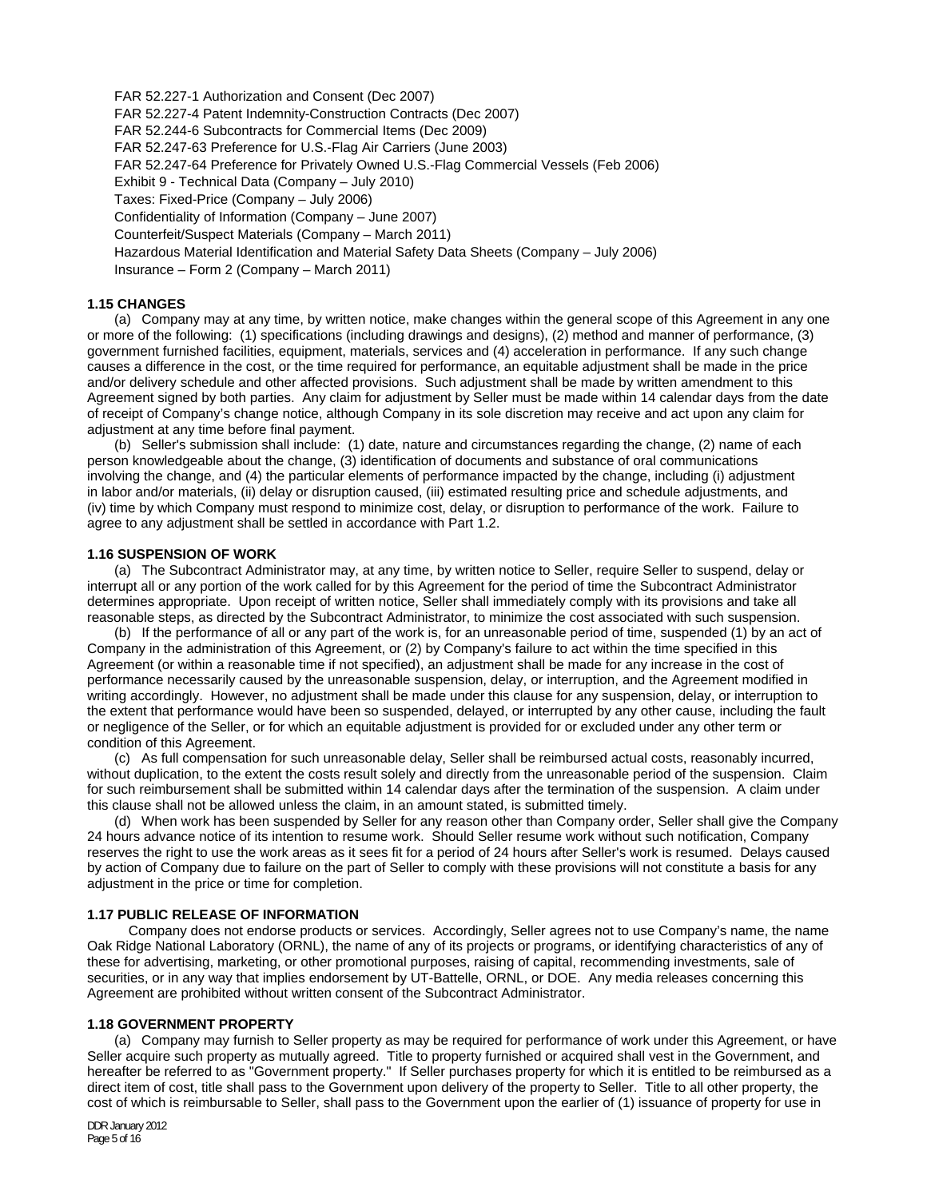FAR 52.227-1 Authorization and Consent (Dec 2007)
FAR 52.227-4 Patent Indemnity-Construction Contracts (Dec 2007)
FAR 52.244-6 Subcontracts for Commercial Items (Dec 2009)
FAR 52.247-63 Preference for U.S.-Flag Air Carriers (June 2003)
FAR 52.247-64 Preference for Privately Owned U.S.-Flag Commercial Vessels (Feb 2006)
Exhibit 9 - Technical Data (Company – July 2010)
Taxes: Fixed-Price (Company – July 2006)
Confidentiality of Information (Company – June 2007)
Counterfeit/Suspect Materials (Company – March 2011)
Hazardous Material Identification and Material Safety Data Sheets (Company – July 2006)
Insurance – Form 2 (Company – March 2011)

**1.15 CHANGES**

(a) Company may at any time, by written notice, make changes within the general scope of this Agreement in any one or more of the following: (1) specifications (including drawings and designs), (2) method and manner of performance, (3) government furnished facilities, equipment, materials, services and (4) acceleration in performance. If any such change causes a difference in the cost, or the time required for performance, an equitable adjustment shall be made in the price and/or delivery schedule and other affected provisions. Such adjustment shall be made by written amendment to this Agreement signed by both parties. Any claim for adjustment by Seller must be made within 14 calendar days from the date of receipt of Company's change notice, although Company in its sole discretion may receive and act upon any claim for adjustment at any time before final payment.

(b) Seller's submission shall include: (1) date, nature and circumstances regarding the change, (2) name of each person knowledgeable about the change, (3) identification of documents and substance of oral communications involving the change, and (4) the particular elements of performance impacted by the change, including (i) adjustment in labor and/or materials, (ii) delay or disruption caused, (iii) estimated resulting price and schedule adjustments, and (iv) time by which Company must respond to minimize cost, delay, or disruption to performance of the work. Failure to agree to any adjustment shall be settled in accordance with Part 1.2.

**1.16 SUSPENSION OF WORK**

(a) The Subcontract Administrator may, at any time, by written notice to Seller, require Seller to suspend, delay or interrupt all or any portion of the work called for by this Agreement for the period of time the Subcontract Administrator determines appropriate. Upon receipt of written notice, Seller shall immediately comply with its provisions and take all reasonable steps, as directed by the Subcontract Administrator, to minimize the cost associated with such suspension.

(b) If the performance of all or any part of the work is, for an unreasonable period of time, suspended (1) by an act of Company in the administration of this Agreement, or (2) by Company's failure to act within the time specified in this Agreement (or within a reasonable time if not specified), an adjustment shall be made for any increase in the cost of performance necessarily caused by the unreasonable suspension, delay, or interruption, and the Agreement modified in writing accordingly. However, no adjustment shall be made under this clause for any suspension, delay, or interruption to the extent that performance would have been so suspended, delayed, or interrupted by any other cause, including the fault or negligence of the Seller, or for which an equitable adjustment is provided for or excluded under any other term or condition of this Agreement.

(c) As full compensation for such unreasonable delay, Seller shall be reimbursed actual costs, reasonably incurred, without duplication, to the extent the costs result solely and directly from the unreasonable period of the suspension. Claim for such reimbursement shall be submitted within 14 calendar days after the termination of the suspension. A claim under this clause shall not be allowed unless the claim, in an amount stated, is submitted timely.

(d) When work has been suspended by Seller for any reason other than Company order, Seller shall give the Company 24 hours advance notice of its intention to resume work. Should Seller resume work without such notification, Company reserves the right to use the work areas as it sees fit for a period of 24 hours after Seller's work is resumed. Delays caused by action of Company due to failure on the part of Seller to comply with these provisions will not constitute a basis for any adjustment in the price or time for completion.

**1.17 PUBLIC RELEASE OF INFORMATION**

Company does not endorse products or services. Accordingly, Seller agrees not to use Company's name, the name Oak Ridge National Laboratory (ORNL), the name of any of its projects or programs, or identifying characteristics of any of these for advertising, marketing, or other promotional purposes, raising of capital, recommending investments, sale of securities, or in any way that implies endorsement by UT-Battelle, ORNL, or DOE. Any media releases concerning this Agreement are prohibited without written consent of the Subcontract Administrator.

**1.18 GOVERNMENT PROPERTY**

(a) Company may furnish to Seller property as may be required for performance of work under this Agreement, or have Seller acquire such property as mutually agreed. Title to property furnished or acquired shall vest in the Government, and hereafter be referred to as "Government property." If Seller purchases property for which it is entitled to be reimbursed as a direct item of cost, title shall pass to the Government upon delivery of the property to Seller. Title to all other property, the cost of which is reimbursable to Seller, shall pass to the Government upon the earlier of (1) issuance of property for use in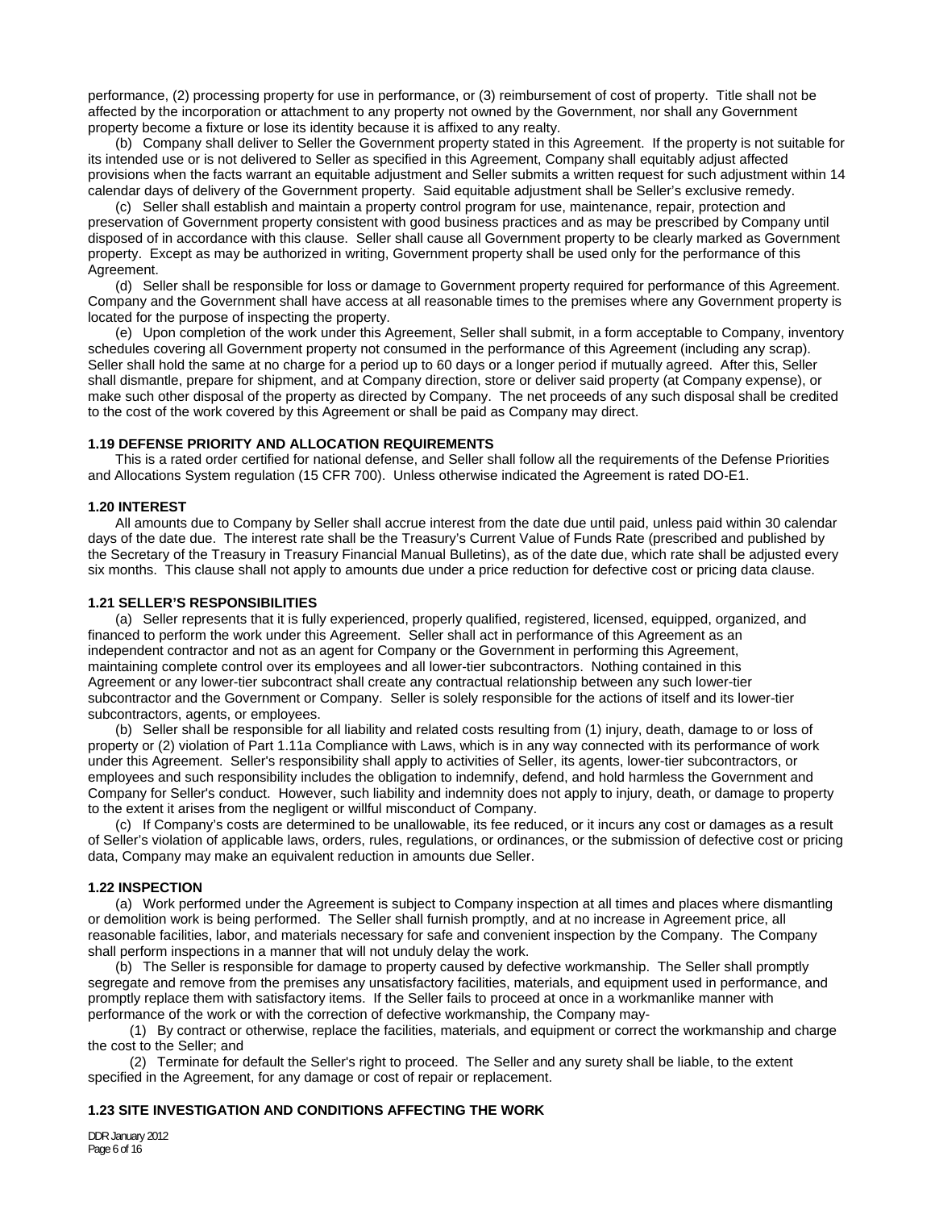performance, (2) processing property for use in performance, or (3) reimbursement of cost of property. Title shall not be affected by the incorporation or attachment to any property not owned by the Government, nor shall any Government property become a fixture or lose its identity because it is affixed to any realty.

(b) Company shall deliver to Seller the Government property stated in this Agreement. If the property is not suitable for its intended use or is not delivered to Seller as specified in this Agreement, Company shall equitably adjust affected provisions when the facts warrant an equitable adjustment and Seller submits a written request for such adjustment within 14 calendar days of delivery of the Government property. Said equitable adjustment shall be Seller's exclusive remedy.

(c) Seller shall establish and maintain a property control program for use, maintenance, repair, protection and preservation of Government property consistent with good business practices and as may be prescribed by Company until disposed of in accordance with this clause. Seller shall cause all Government property to be clearly marked as Government property. Except as may be authorized in writing, Government property shall be used only for the performance of this Agreement.

(d) Seller shall be responsible for loss or damage to Government property required for performance of this Agreement. Company and the Government shall have access at all reasonable times to the premises where any Government property is located for the purpose of inspecting the property.

(e) Upon completion of the work under this Agreement, Seller shall submit, in a form acceptable to Company, inventory schedules covering all Government property not consumed in the performance of this Agreement (including any scrap). Seller shall hold the same at no charge for a period up to 60 days or a longer period if mutually agreed. After this, Seller shall dismantle, prepare for shipment, and at Company direction, store or deliver said property (at Company expense), or make such other disposal of the property as directed by Company. The net proceeds of any such disposal shall be credited to the cost of the work covered by this Agreement or shall be paid as Company may direct.

**1.19 DEFENSE PRIORITY AND ALLOCATION REQUIREMENTS**

This is a rated order certified for national defense, and Seller shall follow all the requirements of the Defense Priorities and Allocations System regulation (15 CFR 700). Unless otherwise indicated the Agreement is rated DO-E1.

**1.20 INTEREST**

All amounts due to Company by Seller shall accrue interest from the date due until paid, unless paid within 30 calendar days of the date due. The interest rate shall be the Treasury's Current Value of Funds Rate (prescribed and published by the Secretary of the Treasury in Treasury Financial Manual Bulletins), as of the date due, which rate shall be adjusted every six months. This clause shall not apply to amounts due under a price reduction for defective cost or pricing data clause.

**1.21 SELLER'S RESPONSIBILITIES**

(a) Seller represents that it is fully experienced, properly qualified, registered, licensed, equipped, organized, and financed to perform the work under this Agreement. Seller shall act in performance of this Agreement as an independent contractor and not as an agent for Company or the Government in performing this Agreement, maintaining complete control over its employees and all lower-tier subcontractors. Nothing contained in this Agreement or any lower-tier subcontract shall create any contractual relationship between any such lower-tier subcontractor and the Government or Company. Seller is solely responsible for the actions of itself and its lower-tier subcontractors, agents, or employees.

(b) Seller shall be responsible for all liability and related costs resulting from (1) injury, death, damage to or loss of property or (2) violation of Part 1.11a Compliance with Laws, which is in any way connected with its performance of work under this Agreement. Seller's responsibility shall apply to activities of Seller, its agents, lower-tier subcontractors, or employees and such responsibility includes the obligation to indemnify, defend, and hold harmless the Government and Company for Seller's conduct. However, such liability and indemnity does not apply to injury, death, or damage to property to the extent it arises from the negligent or willful misconduct of Company.

(c) If Company's costs are determined to be unallowable, its fee reduced, or it incurs any cost or damages as a result of Seller's violation of applicable laws, orders, rules, regulations, or ordinances, or the submission of defective cost or pricing data, Company may make an equivalent reduction in amounts due Seller.

**1.22 INSPECTION**

(a) Work performed under the Agreement is subject to Company inspection at all times and places where dismantling or demolition work is being performed. The Seller shall furnish promptly, and at no increase in Agreement price, all reasonable facilities, labor, and materials necessary for safe and convenient inspection by the Company. The Company shall perform inspections in a manner that will not unduly delay the work.

(b) The Seller is responsible for damage to property caused by defective workmanship. The Seller shall promptly segregate and remove from the premises any unsatisfactory facilities, materials, and equipment used in performance, and promptly replace them with satisfactory items. If the Seller fails to proceed at once in a workmanlike manner with performance of the work or with the correction of defective workmanship, the Company may-

(1) By contract or otherwise, replace the facilities, materials, and equipment or correct the workmanship and charge the cost to the Seller; and

(2) Terminate for default the Seller's right to proceed. The Seller and any surety shall be liable, to the extent specified in the Agreement, for any damage or cost of repair or replacement.

**1.23 SITE INVESTIGATION AND CONDITIONS AFFECTING THE WORK**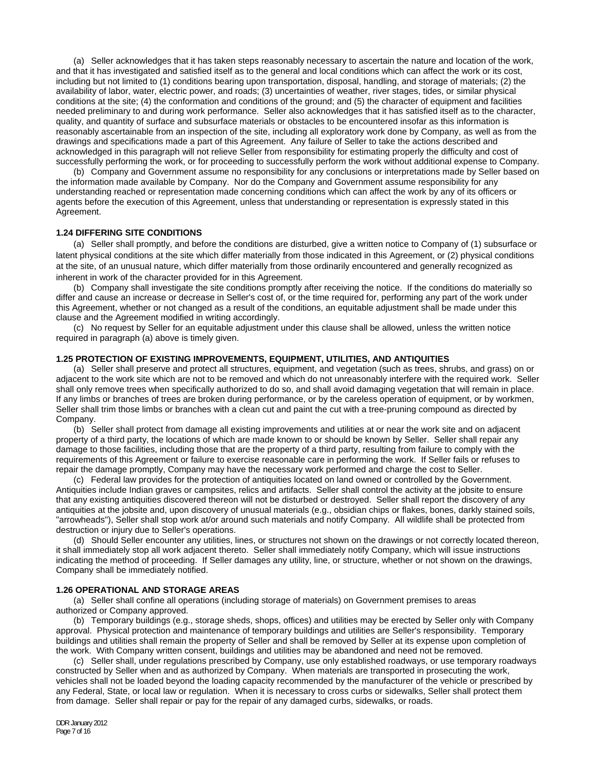(a) Seller acknowledges that it has taken steps reasonably necessary to ascertain the nature and location of the work, and that it has investigated and satisfied itself as to the general and local conditions which can affect the work or its cost, including but not limited to (1) conditions bearing upon transportation, disposal, handling, and storage of materials; (2) the availability of labor, water, electric power, and roads; (3) uncertainties of weather, river stages, tides, or similar physical conditions at the site; (4) the conformation and conditions of the ground; and (5) the character of equipment and facilities needed preliminary to and during work performance. Seller also acknowledges that it has satisfied itself as to the character, quality, and quantity of surface and subsurface materials or obstacles to be encountered insofar as this information is reasonably ascertainable from an inspection of the site, including all exploratory work done by Company, as well as from the drawings and specifications made a part of this Agreement. Any failure of Seller to take the actions described and acknowledged in this paragraph will not relieve Seller from responsibility for estimating properly the difficulty and cost of successfully performing the work, or for proceeding to successfully perform the work without additional expense to Company.

(b) Company and Government assume no responsibility for any conclusions or interpretations made by Seller based on the information made available by Company. Nor do the Company and Government assume responsibility for any understanding reached or representation made concerning conditions which can affect the work by any of its officers or agents before the execution of this Agreement, unless that understanding or representation is expressly stated in this Agreement.

**1.24 DIFFERING SITE CONDITIONS**

(a) Seller shall promptly, and before the conditions are disturbed, give a written notice to Company of (1) subsurface or latent physical conditions at the site which differ materially from those indicated in this Agreement, or (2) physical conditions at the site, of an unusual nature, which differ materially from those ordinarily encountered and generally recognized as inherent in work of the character provided for in this Agreement.

(b) Company shall investigate the site conditions promptly after receiving the notice. If the conditions do materially so differ and cause an increase or decrease in Seller's cost of, or the time required for, performing any part of the work under this Agreement, whether or not changed as a result of the conditions, an equitable adjustment shall be made under this clause and the Agreement modified in writing accordingly.

(c) No request by Seller for an equitable adjustment under this clause shall be allowed, unless the written notice required in paragraph (a) above is timely given.

**1.25 PROTECTION OF EXISTING IMPROVEMENTS, EQUIPMENT, UTILITIES, AND ANTIQUITIES**

(a) Seller shall preserve and protect all structures, equipment, and vegetation (such as trees, shrubs, and grass) on or adjacent to the work site which are not to be removed and which do not unreasonably interfere with the required work. Seller shall only remove trees when specifically authorized to do so, and shall avoid damaging vegetation that will remain in place. If any limbs or branches of trees are broken during performance, or by the careless operation of equipment, or by workmen, Seller shall trim those limbs or branches with a clean cut and paint the cut with a tree-pruning compound as directed by Company.

(b) Seller shall protect from damage all existing improvements and utilities at or near the work site and on adjacent property of a third party, the locations of which are made known to or should be known by Seller. Seller shall repair any damage to those facilities, including those that are the property of a third party, resulting from failure to comply with the requirements of this Agreement or failure to exercise reasonable care in performing the work. If Seller fails or refuses to repair the damage promptly, Company may have the necessary work performed and charge the cost to Seller.

(c) Federal law provides for the protection of antiquities located on land owned or controlled by the Government. Antiquities include Indian graves or campsites, relics and artifacts. Seller shall control the activity at the jobsite to ensure that any existing antiquities discovered thereon will not be disturbed or destroyed. Seller shall report the discovery of any antiquities at the jobsite and, upon discovery of unusual materials (e.g., obsidian chips or flakes, bones, darkly stained soils, "arrowheads"), Seller shall stop work at/or around such materials and notify Company. All wildlife shall be protected from destruction or injury due to Seller's operations.

(d) Should Seller encounter any utilities, lines, or structures not shown on the drawings or not correctly located thereon, it shall immediately stop all work adjacent thereto. Seller shall immediately notify Company, which will issue instructions indicating the method of proceeding. If Seller damages any utility, line, or structure, whether or not shown on the drawings, Company shall be immediately notified.

**1.26 OPERATIONAL AND STORAGE AREAS**

(a) Seller shall confine all operations (including storage of materials) on Government premises to areas authorized or Company approved.

(b) Temporary buildings (e.g., storage sheds, shops, offices) and utilities may be erected by Seller only with Company approval. Physical protection and maintenance of temporary buildings and utilities are Seller's responsibility. Temporary buildings and utilities shall remain the property of Seller and shall be removed by Seller at its expense upon completion of the work. With Company written consent, buildings and utilities may be abandoned and need not be removed.

(c) Seller shall, under regulations prescribed by Company, use only established roadways, or use temporary roadways constructed by Seller when and as authorized by Company. When materials are transported in prosecuting the work, vehicles shall not be loaded beyond the loading capacity recommended by the manufacturer of the vehicle or prescribed by any Federal, State, or local law or regulation. When it is necessary to cross curbs or sidewalks, Seller shall protect them from damage. Seller shall repair or pay for the repair of any damaged curbs, sidewalks, or roads.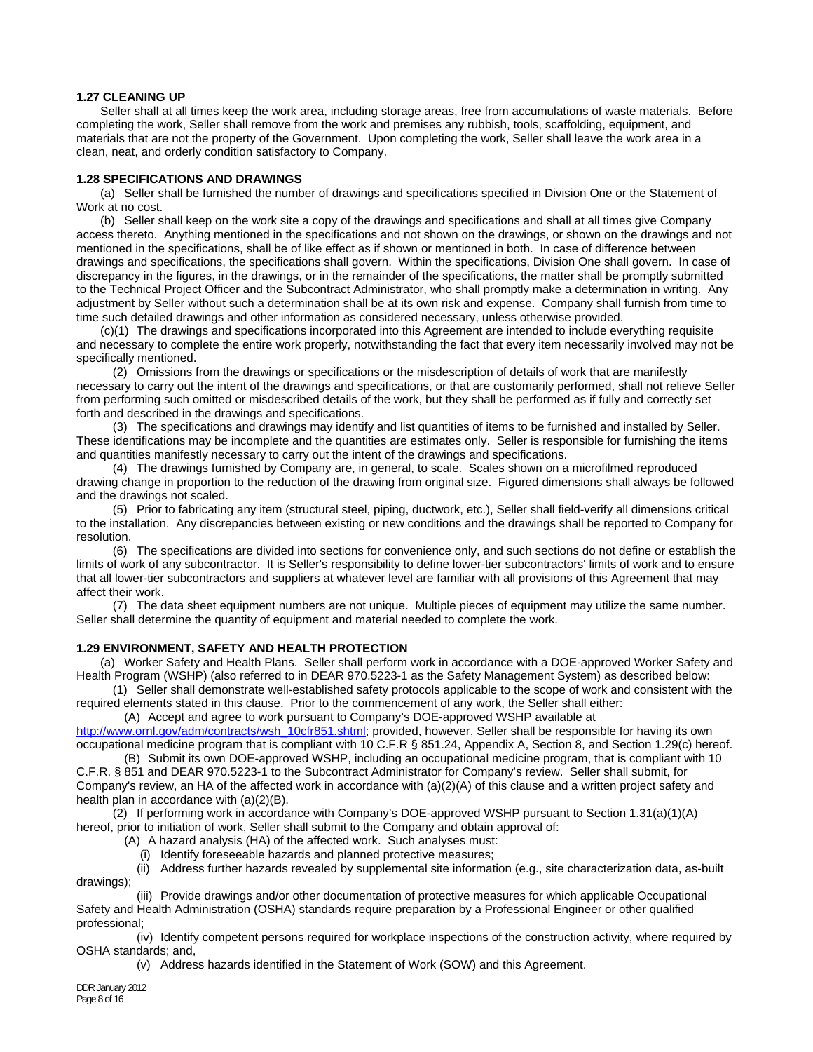### 1.27 CLEANING UP

Seller shall at all times keep the work area, including storage areas, free from accumulations of waste materials. Before completing the work, Seller shall remove from the work and premises any rubbish, tools, scaffolding, equipment, and materials that are not the property of the Government. Upon completing the work, Seller shall leave the work area in a clean, neat, and orderly condition satisfactory to Company.

### 1.28 SPECIFICATIONS AND DRAWINGS

(a) Seller shall be furnished the number of drawings and specifications specified in Division One or the Statement of Work at no cost.

(b) Seller shall keep on the work site a copy of the drawings and specifications and shall at all times give Company access thereto. Anything mentioned in the specifications and not shown on the drawings, or shown on the drawings and not mentioned in the specifications, shall be of like effect as if shown or mentioned in both. In case of difference between drawings and specifications, the specifications shall govern. Within the specifications, Division One shall govern. In case of discrepancy in the figures, in the drawings, or in the remainder of the specifications, the matter shall be promptly submitted to the Technical Project Officer and the Subcontract Administrator, who shall promptly make a determination in writing. Any adjustment by Seller without such a determination shall be at its own risk and expense. Company shall furnish from time to time such detailed drawings and other information as considered necessary, unless otherwise provided.

(c)(1) The drawings and specifications incorporated into this Agreement are intended to include everything requisite and necessary to complete the entire work properly, notwithstanding the fact that every item necessarily involved may not be specifically mentioned.

(2) Omissions from the drawings or specifications or the misdescription of details of work that are manifestly necessary to carry out the intent of the drawings and specifications, or that are customarily performed, shall not relieve Seller from performing such omitted or misdescribed details of the work, but they shall be performed as if fully and correctly set forth and described in the drawings and specifications.

(3) The specifications and drawings may identify and list quantities of items to be furnished and installed by Seller. These identifications may be incomplete and the quantities are estimates only. Seller is responsible for furnishing the items and quantities manifestly necessary to carry out the intent of the drawings and specifications.

(4) The drawings furnished by Company are, in general, to scale. Scales shown on a microfilmed reproduced drawing change in proportion to the reduction of the drawing from original size. Figured dimensions shall always be followed and the drawings not scaled.

(5) Prior to fabricating any item (structural steel, piping, ductwork, etc.), Seller shall field-verify all dimensions critical to the installation. Any discrepancies between existing or new conditions and the drawings shall be reported to Company for resolution.

(6) The specifications are divided into sections for convenience only, and such sections do not define or establish the limits of work of any subcontractor. It is Seller's responsibility to define lower-tier subcontractors' limits of work and to ensure that all lower-tier subcontractors and suppliers at whatever level are familiar with all provisions of this Agreement that may affect their work.

(7) The data sheet equipment numbers are not unique. Multiple pieces of equipment may utilize the same number. Seller shall determine the quantity of equipment and material needed to complete the work.

### 1.29 ENVIRONMENT, SAFETY AND HEALTH PROTECTION

(a) Worker Safety and Health Plans. Seller shall perform work in accordance with a DOE-approved Worker Safety and Health Program (WSHP) (also referred to in DEAR 970.5223-1 as the Safety Management System) as described below:

(1) Seller shall demonstrate well-established safety protocols applicable to the scope of work and consistent with the required elements stated in this clause. Prior to the commencement of any work, the Seller shall either:

(A) Accept and agree to work pursuant to Company's DOE-approved WSHP available at http://www.ornl.gov/adm/contracts/wsh_10cfr851.shtml; provided, however, Seller shall be responsible for having its own occupational medicine program that is compliant with 10 C.F.R § 851.24, Appendix A, Section 8, and Section 1.29(c) hereof.

(B) Submit its own DOE-approved WSHP, including an occupational medicine program, that is compliant with 10 C.F.R. § 851 and DEAR 970.5223-1 to the Subcontract Administrator for Company's review. Seller shall submit, for Company's review, an HA of the affected work in accordance with (a)(2)(A) of this clause and a written project safety and health plan in accordance with (a)(2)(B).

(2) If performing work in accordance with Company's DOE-approved WSHP pursuant to Section 1.31(a)(1)(A) hereof, prior to initiation of work, Seller shall submit to the Company and obtain approval of:

(A) A hazard analysis (HA) of the affected work. Such analyses must:

(i) Identify foreseeable hazards and planned protective measures;

(ii) Address further hazards revealed by supplemental site information (e.g., site characterization data, as-built drawings);

(iii) Provide drawings and/or other documentation of protective measures for which applicable Occupational Safety and Health Administration (OSHA) standards require preparation by a Professional Engineer or other qualified professional;

(iv) Identify competent persons required for workplace inspections of the construction activity, where required by OSHA standards; and,

(v) Address hazards identified in the Statement of Work (SOW) and this Agreement.

DDR January 2012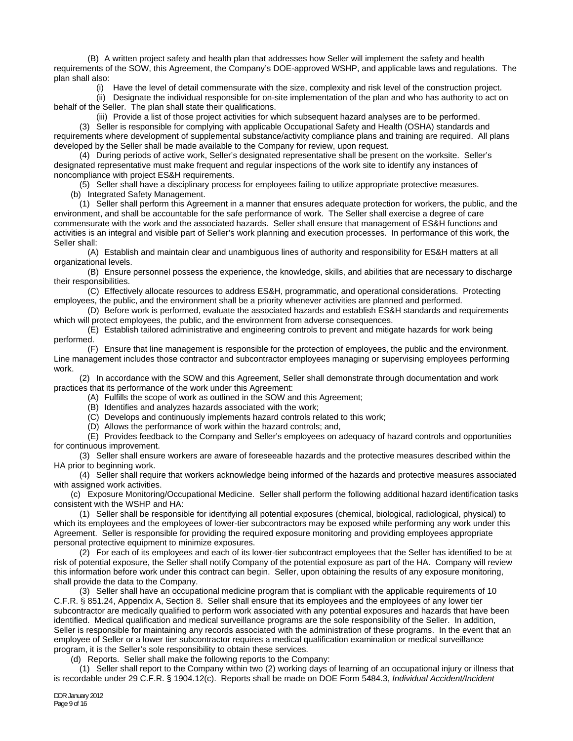(B) A written project safety and health plan that addresses how Seller will implement the safety and health requirements of the SOW, this Agreement, the Company's DOE-approved WSHP, and applicable laws and regulations. The plan shall also:

(i) Have the level of detail commensurate with the size, complexity and risk level of the construction project.

(ii) Designate the individual responsible for on-site implementation of the plan and who has authority to act on behalf of the Seller. The plan shall state their qualifications.

(iii) Provide a list of those project activities for which subsequent hazard analyses are to be performed.

(3) Seller is responsible for complying with applicable Occupational Safety and Health (OSHA) standards and requirements where development of supplemental substance/activity compliance plans and training are required. All plans developed by the Seller shall be made available to the Company for review, upon request.

(4) During periods of active work, Seller's designated representative shall be present on the worksite. Seller's designated representative must make frequent and regular inspections of the work site to identify any instances of noncompliance with project ES&H requirements.

(5) Seller shall have a disciplinary process for employees failing to utilize appropriate protective measures.

(b) Integrated Safety Management.

(1) Seller shall perform this Agreement in a manner that ensures adequate protection for workers, the public, and the environment, and shall be accountable for the safe performance of work. The Seller shall exercise a degree of care commensurate with the work and the associated hazards. Seller shall ensure that management of ES&H functions and activities is an integral and visible part of Seller's work planning and execution processes. In performance of this work, the Seller shall:

(A) Establish and maintain clear and unambiguous lines of authority and responsibility for ES&H matters at all organizational levels.

(B) Ensure personnel possess the experience, the knowledge, skills, and abilities that are necessary to discharge their responsibilities.

(C) Effectively allocate resources to address ES&H, programmatic, and operational considerations. Protecting employees, the public, and the environment shall be a priority whenever activities are planned and performed.

(D) Before work is performed, evaluate the associated hazards and establish ES&H standards and requirements which will protect employees, the public, and the environment from adverse consequences.

(E) Establish tailored administrative and engineering controls to prevent and mitigate hazards for work being performed.

(F) Ensure that line management is responsible for the protection of employees, the public and the environment. Line management includes those contractor and subcontractor employees managing or supervising employees performing work.

(2) In accordance with the SOW and this Agreement, Seller shall demonstrate through documentation and work practices that its performance of the work under this Agreement:

(A) Fulfills the scope of work as outlined in the SOW and this Agreement;

(B) Identifies and analyzes hazards associated with the work;

(C) Develops and continuously implements hazard controls related to this work;

(D) Allows the performance of work within the hazard controls; and,

(E) Provides feedback to the Company and Seller's employees on adequacy of hazard controls and opportunities for continuous improvement.

(3) Seller shall ensure workers are aware of foreseeable hazards and the protective measures described within the HA prior to beginning work.

(4) Seller shall require that workers acknowledge being informed of the hazards and protective measures associated with assigned work activities.

(c) Exposure Monitoring/Occupational Medicine. Seller shall perform the following additional hazard identification tasks consistent with the WSHP and HA:

(1) Seller shall be responsible for identifying all potential exposures (chemical, biological, radiological, physical) to which its employees and the employees of lower-tier subcontractors may be exposed while performing any work under this Agreement. Seller is responsible for providing the required exposure monitoring and providing employees appropriate personal protective equipment to minimize exposures.

(2) For each of its employees and each of its lower-tier subcontract employees that the Seller has identified to be at risk of potential exposure, the Seller shall notify Company of the potential exposure as part of the HA. Company will review this information before work under this contract can begin. Seller, upon obtaining the results of any exposure monitoring, shall provide the data to the Company.

(3) Seller shall have an occupational medicine program that is compliant with the applicable requirements of 10 C.F.R. § 851.24, Appendix A, Section 8. Seller shall ensure that its employees and the employees of any lower tier subcontractor are medically qualified to perform work associated with any potential exposures and hazards that have been identified. Medical qualification and medical surveillance programs are the sole responsibility of the Seller. In addition, Seller is responsible for maintaining any records associated with the administration of these programs. In the event that an employee of Seller or a lower tier subcontractor requires a medical qualification examination or medical surveillance program, it is the Seller's sole responsibility to obtain these services.

(d) Reports. Seller shall make the following reports to the Company:

(1) Seller shall report to the Company within two (2) working days of learning of an occupational injury or illness that is recordable under 29 C.F.R. § 1904.12(c). Reports shall be made on DOE Form 5484.3, *Individual Accident/Incident*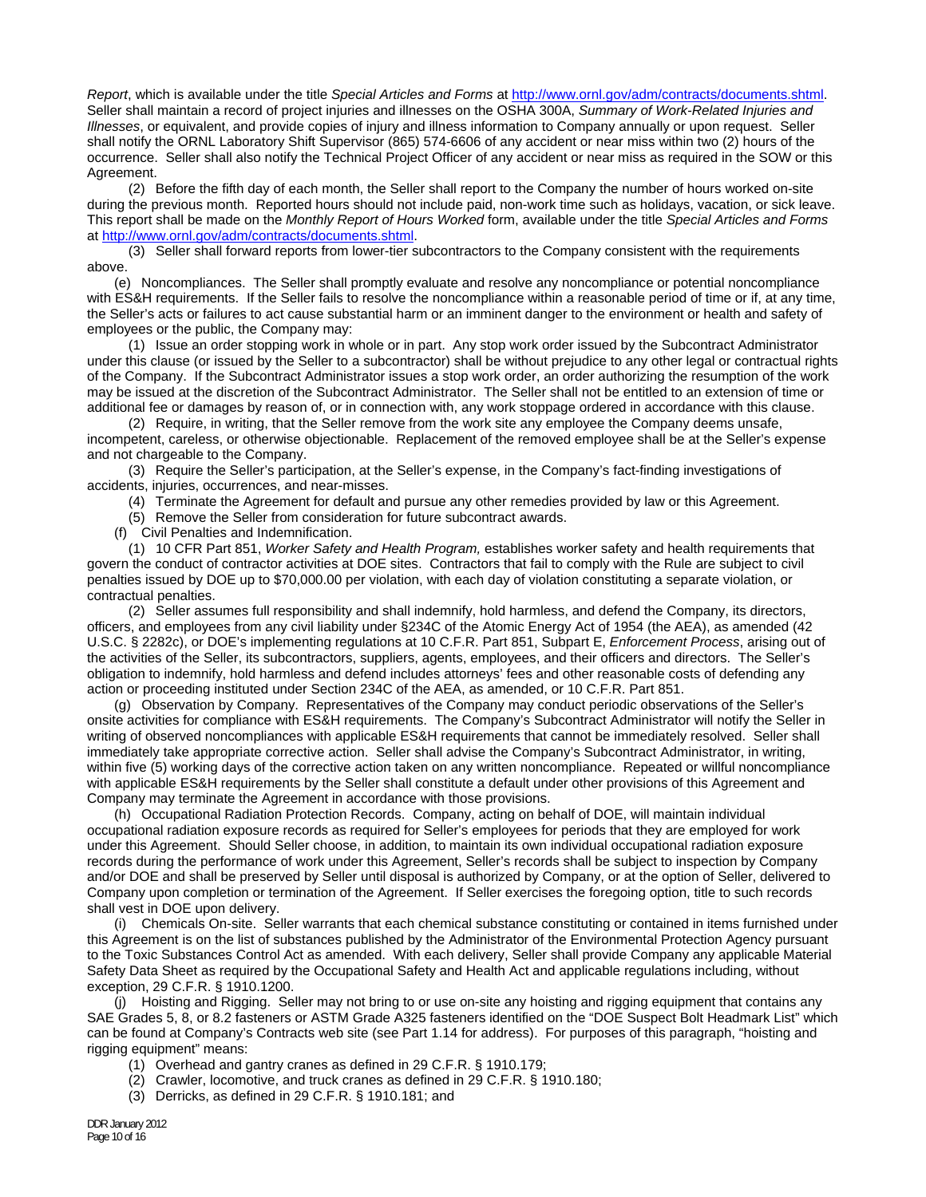*Report*, which is available under the title *Special Articles and Forms* at http://www.ornl.gov/adm/contracts/documents.shtml. Seller shall maintain a record of project injuries and illnesses on the OSHA 300A, *Summary of Work-Related Injuries and Illnesses*, or equivalent, and provide copies of injury and illness information to Company annually or upon request. Seller shall notify the ORNL Laboratory Shift Supervisor (865) 574-6606 of any accident or near miss within two (2) hours of the occurrence. Seller shall also notify the Technical Project Officer of any accident or near miss as required in the SOW or this Agreement.

(2) Before the fifth day of each month, the Seller shall report to the Company the number of hours worked on-site during the previous month. Reported hours should not include paid, non-work time such as holidays, vacation, or sick leave. This report shall be made on the *Monthly Report of Hours Worked* form, available under the title *Special Articles and Forms* at http://www.ornl.gov/adm/contracts/documents.shtml.

(3) Seller shall forward reports from lower-tier subcontractors to the Company consistent with the requirements above.

(e) Noncompliances. The Seller shall promptly evaluate and resolve any noncompliance or potential noncompliance with ES&H requirements. If the Seller fails to resolve the noncompliance within a reasonable period of time or if, at any time, the Seller's acts or failures to act cause substantial harm or an imminent danger to the environment or health and safety of employees or the public, the Company may:

(1) Issue an order stopping work in whole or in part. Any stop work order issued by the Subcontract Administrator under this clause (or issued by the Seller to a subcontractor) shall be without prejudice to any other legal or contractual rights of the Company. If the Subcontract Administrator issues a stop work order, an order authorizing the resumption of the work may be issued at the discretion of the Subcontract Administrator. The Seller shall not be entitled to an extension of time or additional fee or damages by reason of, or in connection with, any work stoppage ordered in accordance with this clause.

(2) Require, in writing, that the Seller remove from the work site any employee the Company deems unsafe, incompetent, careless, or otherwise objectionable. Replacement of the removed employee shall be at the Seller's expense and not chargeable to the Company.

(3) Require the Seller's participation, at the Seller's expense, in the Company's fact-finding investigations of accidents, injuries, occurrences, and near-misses.

(4) Terminate the Agreement for default and pursue any other remedies provided by law or this Agreement.

(5) Remove the Seller from consideration for future subcontract awards.

(f) Civil Penalties and Indemnification.

(1) 10 CFR Part 851, *Worker Safety and Health Program,* establishes worker safety and health requirements that govern the conduct of contractor activities at DOE sites. Contractors that fail to comply with the Rule are subject to civil penalties issued by DOE up to $70,000.00 per violation, with each day of violation constituting a separate violation, or contractual penalties.

(2) Seller assumes full responsibility and shall indemnify, hold harmless, and defend the Company, its directors, officers, and employees from any civil liability under §234C of the Atomic Energy Act of 1954 (the AEA), as amended (42 U.S.C. § 2282c), or DOE's implementing regulations at 10 C.F.R. Part 851, Subpart E, *Enforcement Process*, arising out of the activities of the Seller, its subcontractors, suppliers, agents, employees, and their officers and directors. The Seller's obligation to indemnify, hold harmless and defend includes attorneys' fees and other reasonable costs of defending any action or proceeding instituted under Section 234C of the AEA, as amended, or 10 C.F.R. Part 851.

(g) Observation by Company. Representatives of the Company may conduct periodic observations of the Seller's onsite activities for compliance with ES&H requirements. The Company's Subcontract Administrator will notify the Seller in writing of observed noncompliances with applicable ES&H requirements that cannot be immediately resolved. Seller shall immediately take appropriate corrective action. Seller shall advise the Company's Subcontract Administrator, in writing, within five (5) working days of the corrective action taken on any written noncompliance. Repeated or willful noncompliance with applicable ES&H requirements by the Seller shall constitute a default under other provisions of this Agreement and Company may terminate the Agreement in accordance with those provisions.

(h) Occupational Radiation Protection Records. Company, acting on behalf of DOE, will maintain individual occupational radiation exposure records as required for Seller's employees for periods that they are employed for work under this Agreement. Should Seller choose, in addition, to maintain its own individual occupational radiation exposure records during the performance of work under this Agreement, Seller's records shall be subject to inspection by Company and/or DOE and shall be preserved by Seller until disposal is authorized by Company, or at the option of Seller, delivered to Company upon completion or termination of the Agreement. If Seller exercises the foregoing option, title to such records shall vest in DOE upon delivery.

(i) Chemicals On-site. Seller warrants that each chemical substance constituting or contained in items furnished under this Agreement is on the list of substances published by the Administrator of the Environmental Protection Agency pursuant to the Toxic Substances Control Act as amended. With each delivery, Seller shall provide Company any applicable Material Safety Data Sheet as required by the Occupational Safety and Health Act and applicable regulations including, without exception, 29 C.F.R. § 1910.1200.

(j) Hoisting and Rigging. Seller may not bring to or use on-site any hoisting and rigging equipment that contains any SAE Grades 5, 8, or 8.2 fasteners or ASTM Grade A325 fasteners identified on the "DOE Suspect Bolt Headmark List" which can be found at Company's Contracts web site (see Part 1.14 for address). For purposes of this paragraph, "hoisting and rigging equipment" means:

(1) Overhead and gantry cranes as defined in 29 C.F.R. § 1910.179;

(2) Crawler, locomotive, and truck cranes as defined in 29 C.F.R. § 1910.180;

(3) Derricks, as defined in 29 C.F.R. § 1910.181; and

DDR January 2012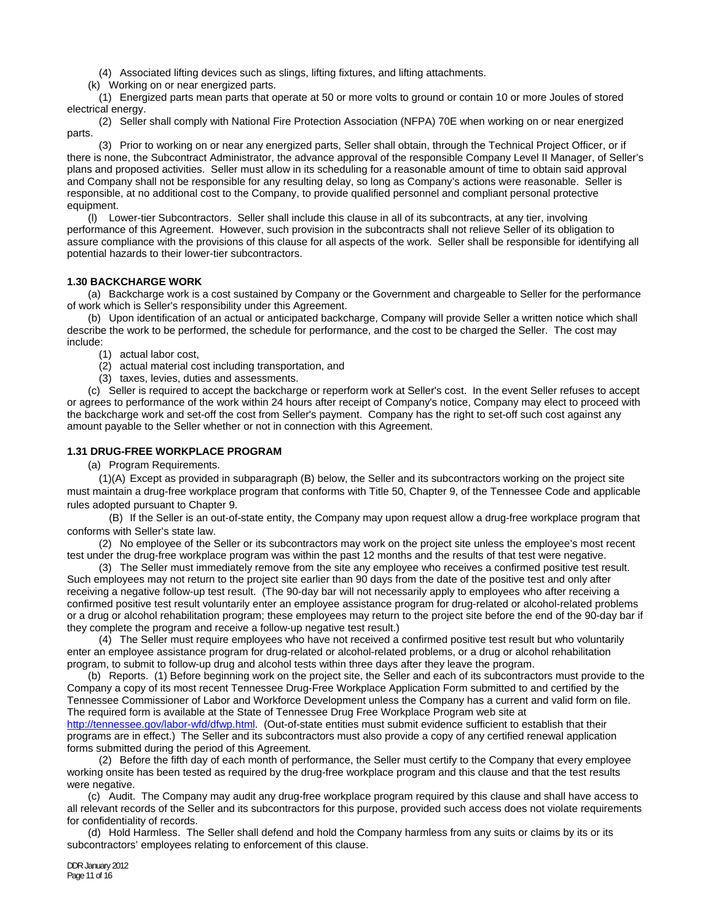(4) Associated lifting devices such as slings, lifting fixtures, and lifting attachments.

(k) Working on or near energized parts.

(1) Energized parts mean parts that operate at 50 or more volts to ground or contain 10 or more Joules of stored electrical energy.

(2) Seller shall comply with National Fire Protection Association (NFPA) 70E when working on or near energized parts.

(3) Prior to working on or near any energized parts, Seller shall obtain, through the Technical Project Officer, or if there is none, the Subcontract Administrator, the advance approval of the responsible Company Level II Manager, of Seller's plans and proposed activities. Seller must allow in its scheduling for a reasonable amount of time to obtain said approval and Company shall not be responsible for any resulting delay, so long as Company's actions were reasonable. Seller is responsible, at no additional cost to the Company, to provide qualified personnel and compliant personal protective equipment.

(l) Lower-tier Subcontractors. Seller shall include this clause in all of its subcontracts, at any tier, involving performance of this Agreement. However, such provision in the subcontracts shall not relieve Seller of its obligation to assure compliance with the provisions of this clause for all aspects of the work. Seller shall be responsible for identifying all potential hazards to their lower-tier subcontractors.

**1.30 BACKCHARGE WORK**

(a) Backcharge work is a cost sustained by Company or the Government and chargeable to Seller for the performance of work which is Seller's responsibility under this Agreement.

(b) Upon identification of an actual or anticipated backcharge, Company will provide Seller a written notice which shall describe the work to be performed, the schedule for performance, and the cost to be charged the Seller. The cost may include:

(1) actual labor cost,

(2) actual material cost including transportation, and

(3) taxes, levies, duties and assessments.

(c) Seller is required to accept the backcharge or reperform work at Seller's cost. In the event Seller refuses to accept or agrees to performance of the work within 24 hours after receipt of Company's notice, Company may elect to proceed with the backcharge work and set-off the cost from Seller's payment. Company has the right to set-off such cost against any amount payable to the Seller whether or not in connection with this Agreement.

**1.31 DRUG-FREE WORKPLACE PROGRAM**

(a) Program Requirements.

(1)(A) Except as provided in subparagraph (B) below, the Seller and its subcontractors working on the project site must maintain a drug-free workplace program that conforms with Title 50, Chapter 9, of the Tennessee Code and applicable rules adopted pursuant to Chapter 9.

(B) If the Seller is an out-of-state entity, the Company may upon request allow a drug-free workplace program that conforms with Seller's state law.

(2) No employee of the Seller or its subcontractors may work on the project site unless the employee's most recent test under the drug-free workplace program was within the past 12 months and the results of that test were negative.

(3) The Seller must immediately remove from the site any employee who receives a confirmed positive test result. Such employees may not return to the project site earlier than 90 days from the date of the positive test and only after receiving a negative follow-up test result. (The 90-day bar will not necessarily apply to employees who after receiving a confirmed positive test result voluntarily enter an employee assistance program for drug-related or alcohol-related problems or a drug or alcohol rehabilitation program; these employees may return to the project site before the end of the 90-day bar if they complete the program and receive a follow-up negative test result.)

(4) The Seller must require employees who have not received a confirmed positive test result but who voluntarily enter an employee assistance program for drug-related or alcohol-related problems, or a drug or alcohol rehabilitation program, to submit to follow-up drug and alcohol tests within three days after they leave the program.

(b) Reports. (1) Before beginning work on the project site, the Seller and each of its subcontractors must provide to the Company a copy of its most recent Tennessee Drug-Free Workplace Application Form submitted to and certified by the Tennessee Commissioner of Labor and Workforce Development unless the Company has a current and valid form on file. The required form is available at the State of Tennessee Drug Free Workplace Program web site at http://tennessee.gov/labor-wfd/dfwp.html. (Out-of-state entities must submit evidence sufficient to establish that their programs are in effect.) The Seller and its subcontractors must also provide a copy of any certified renewal application forms submitted during the period of this Agreement.

(2) Before the fifth day of each month of performance, the Seller must certify to the Company that every employee working onsite has been tested as required by the drug-free workplace program and this clause and that the test results were negative.

(c) Audit. The Company may audit any drug-free workplace program required by this clause and shall have access to all relevant records of the Seller and its subcontractors for this purpose, provided such access does not violate requirements for confidentiality of records.

(d) Hold Harmless. The Seller shall defend and hold the Company harmless from any suits or claims by its or its subcontractors' employees relating to enforcement of this clause.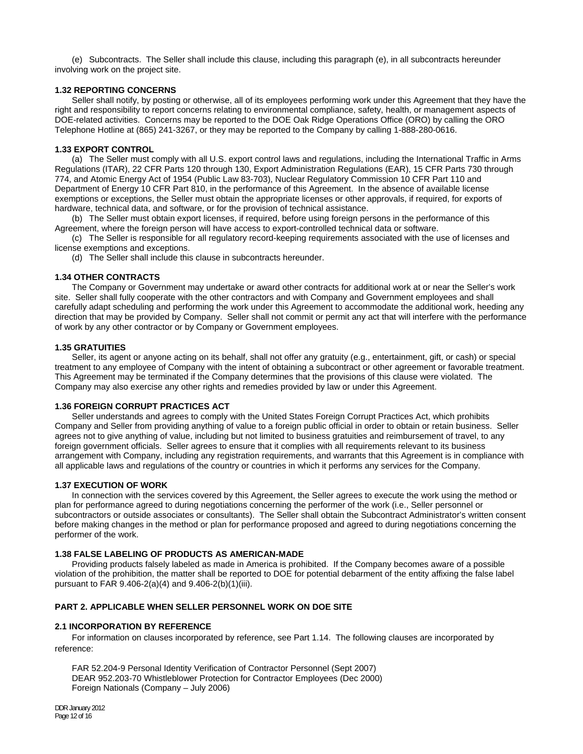(e) Subcontracts. The Seller shall include this clause, including this paragraph (e), in all subcontracts hereunder involving work on the project site.

**1.32 REPORTING CONCERNS**

Seller shall notify, by posting or otherwise, all of its employees performing work under this Agreement that they have the right and responsibility to report concerns relating to environmental compliance, safety, health, or management aspects of DOE-related activities. Concerns may be reported to the DOE Oak Ridge Operations Office (ORO) by calling the ORO Telephone Hotline at (865) 241-3267, or they may be reported to the Company by calling 1-888-280-0616.

**1.33 EXPORT CONTROL**

(a) The Seller must comply with all U.S. export control laws and regulations, including the International Traffic in Arms Regulations (ITAR), 22 CFR Parts 120 through 130, Export Administration Regulations (EAR), 15 CFR Parts 730 through 774, and Atomic Energy Act of 1954 (Public Law 83-703), Nuclear Regulatory Commission 10 CFR Part 110 and Department of Energy 10 CFR Part 810, in the performance of this Agreement. In the absence of available license exemptions or exceptions, the Seller must obtain the appropriate licenses or other approvals, if required, for exports of hardware, technical data, and software, or for the provision of technical assistance.

(b) The Seller must obtain export licenses, if required, before using foreign persons in the performance of this Agreement, where the foreign person will have access to export-controlled technical data or software.

(c) The Seller is responsible for all regulatory record-keeping requirements associated with the use of licenses and license exemptions and exceptions.

(d) The Seller shall include this clause in subcontracts hereunder.

**1.34 OTHER CONTRACTS**

The Company or Government may undertake or award other contracts for additional work at or near the Seller's work site. Seller shall fully cooperate with the other contractors and with Company and Government employees and shall carefully adapt scheduling and performing the work under this Agreement to accommodate the additional work, heeding any direction that may be provided by Company. Seller shall not commit or permit any act that will interfere with the performance of work by any other contractor or by Company or Government employees.

**1.35 GRATUITIES**

Seller, its agent or anyone acting on its behalf, shall not offer any gratuity (e.g., entertainment, gift, or cash) or special treatment to any employee of Company with the intent of obtaining a subcontract or other agreement or favorable treatment. This Agreement may be terminated if the Company determines that the provisions of this clause were violated. The Company may also exercise any other rights and remedies provided by law or under this Agreement.

**1.36 FOREIGN CORRUPT PRACTICES ACT**

Seller understands and agrees to comply with the United States Foreign Corrupt Practices Act, which prohibits Company and Seller from providing anything of value to a foreign public official in order to obtain or retain business. Seller agrees not to give anything of value, including but not limited to business gratuities and reimbursement of travel, to any foreign government officials. Seller agrees to ensure that it complies with all requirements relevant to its business arrangement with Company, including any registration requirements, and warrants that this Agreement is in compliance with all applicable laws and regulations of the country or countries in which it performs any services for the Company.

**1.37 EXECUTION OF WORK**

In connection with the services covered by this Agreement, the Seller agrees to execute the work using the method or plan for performance agreed to during negotiations concerning the performer of the work (i.e., Seller personnel or subcontractors or outside associates or consultants). The Seller shall obtain the Subcontract Administrator's written consent before making changes in the method or plan for performance proposed and agreed to during negotiations concerning the performer of the work.

**1.38 FALSE LABELING OF PRODUCTS AS AMERICAN-MADE**

Providing products falsely labeled as made in America is prohibited. If the Company becomes aware of a possible violation of the prohibition, the matter shall be reported to DOE for potential debarment of the entity affixing the false label pursuant to FAR 9.406-2(a)(4) and 9.406-2(b)(1)(iii).

## PART 2. APPLICABLE WHEN SELLER PERSONNEL WORK ON DOE SITE

**2.1 INCORPORATION BY REFERENCE**

For information on clauses incorporated by reference, see Part 1.14. The following clauses are incorporated by reference:

FAR 52.204-9 Personal Identity Verification of Contractor Personnel (Sept 2007)
DEAR 952.203-70 Whistleblower Protection for Contractor Employees (Dec 2000)
Foreign Nationals (Company – July 2006)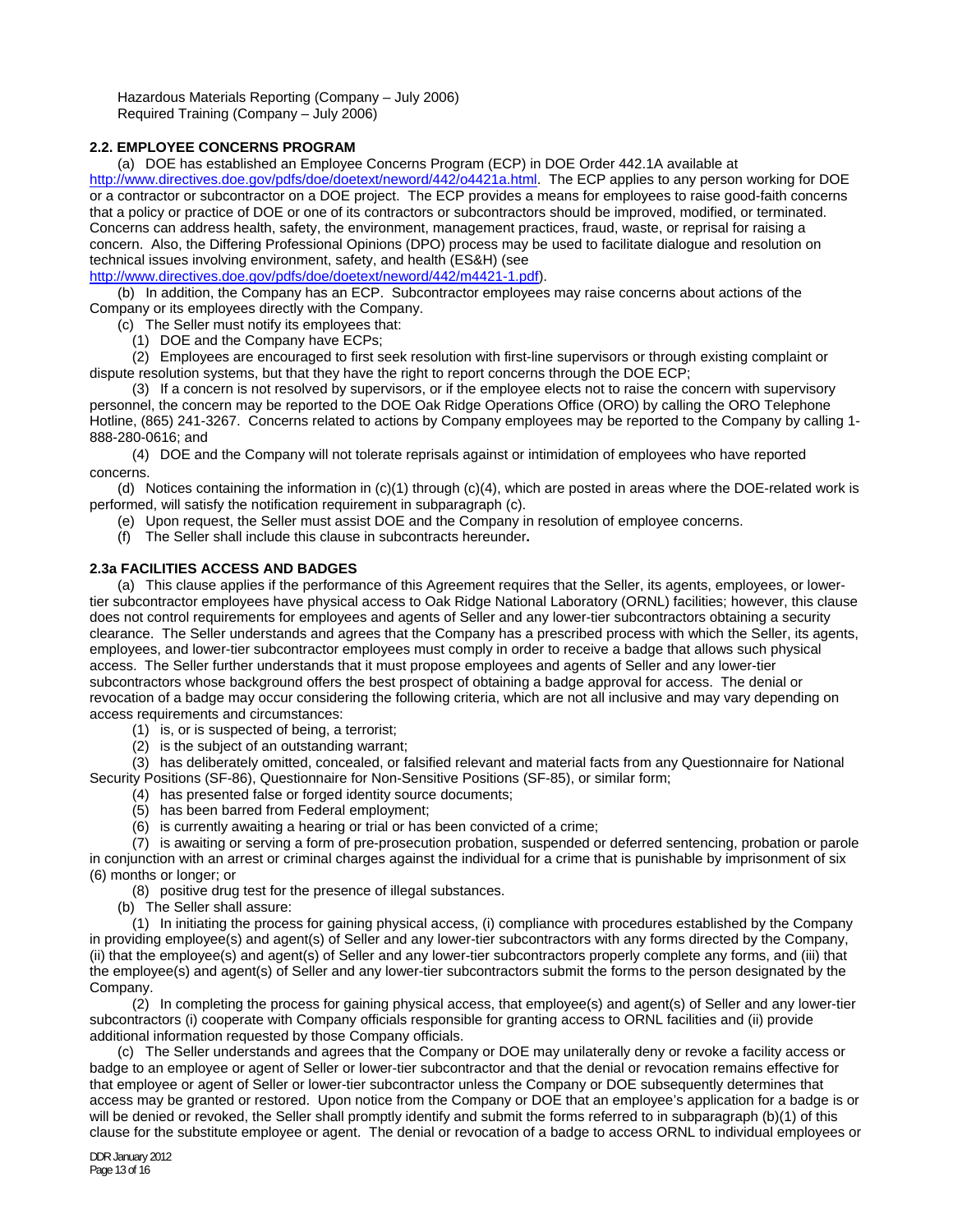Hazardous Materials Reporting (Company – July 2006)
Required Training (Company – July 2006)

**2.2. EMPLOYEE CONCERNS PROGRAM**

(a) DOE has established an Employee Concerns Program (ECP) in DOE Order 442.1A available at http://www.directives.doe.gov/pdfs/doe/doetext/neword/442/o4421a.html. The ECP applies to any person working for DOE or a contractor or subcontractor on a DOE project. The ECP provides a means for employees to raise good-faith concerns that a policy or practice of DOE or one of its contractors or subcontractors should be improved, modified, or terminated. Concerns can address health, safety, the environment, management practices, fraud, waste, or reprisal for raising a concern. Also, the Differing Professional Opinions (DPO) process may be used to facilitate dialogue and resolution on technical issues involving environment, safety, and health (ES&H) (see http://www.directives.doe.gov/pdfs/doe/doetext/neword/442/m4421-1.pdf).

(b) In addition, the Company has an ECP. Subcontractor employees may raise concerns about actions of the Company or its employees directly with the Company.

(c) The Seller must notify its employees that:

(1) DOE and the Company have ECPs;

(2) Employees are encouraged to first seek resolution with first-line supervisors or through existing complaint or dispute resolution systems, but that they have the right to report concerns through the DOE ECP;

(3) If a concern is not resolved by supervisors, or if the employee elects not to raise the concern with supervisory personnel, the concern may be reported to the DOE Oak Ridge Operations Office (ORO) by calling the ORO Telephone Hotline, (865) 241-3267. Concerns related to actions by Company employees may be reported to the Company by calling 1-888-280-0616; and

(4) DOE and the Company will not tolerate reprisals against or intimidation of employees who have reported concerns.

(d) Notices containing the information in (c)(1) through (c)(4), which are posted in areas where the DOE-related work is performed, will satisfy the notification requirement in subparagraph (c).

(e) Upon request, the Seller must assist DOE and the Company in resolution of employee concerns.

(f) The Seller shall include this clause in subcontracts hereunder**.**

**2.3a FACILITIES ACCESS AND BADGES**

(a) This clause applies if the performance of this Agreement requires that the Seller, its agents, employees, or lower-tier subcontractor employees have physical access to Oak Ridge National Laboratory (ORNL) facilities; however, this clause does not control requirements for employees and agents of Seller and any lower-tier subcontractors obtaining a security clearance. The Seller understands and agrees that the Company has a prescribed process with which the Seller, its agents, employees, and lower-tier subcontractor employees must comply in order to receive a badge that allows such physical access. The Seller further understands that it must propose employees and agents of Seller and any lower-tier subcontractors whose background offers the best prospect of obtaining a badge approval for access. The denial or revocation of a badge may occur considering the following criteria, which are not all inclusive and may vary depending on access requirements and circumstances:

(1) is, or is suspected of being, a terrorist;

(2) is the subject of an outstanding warrant;

(3) has deliberately omitted, concealed, or falsified relevant and material facts from any Questionnaire for National Security Positions (SF-86), Questionnaire for Non-Sensitive Positions (SF-85), or similar form;

(4) has presented false or forged identity source documents;

(5) has been barred from Federal employment;

(6) is currently awaiting a hearing or trial or has been convicted of a crime;

(7) is awaiting or serving a form of pre-prosecution probation, suspended or deferred sentencing, probation or parole in conjunction with an arrest or criminal charges against the individual for a crime that is punishable by imprisonment of six (6) months or longer; or

(8) positive drug test for the presence of illegal substances.

(b) The Seller shall assure:

(1) In initiating the process for gaining physical access, (i) compliance with procedures established by the Company in providing employee(s) and agent(s) of Seller and any lower-tier subcontractors with any forms directed by the Company, (ii) that the employee(s) and agent(s) of Seller and any lower-tier subcontractors properly complete any forms, and (iii) that the employee(s) and agent(s) of Seller and any lower-tier subcontractors submit the forms to the person designated by the Company.

(2) In completing the process for gaining physical access, that employee(s) and agent(s) of Seller and any lower-tier subcontractors (i) cooperate with Company officials responsible for granting access to ORNL facilities and (ii) provide additional information requested by those Company officials.

(c) The Seller understands and agrees that the Company or DOE may unilaterally deny or revoke a facility access or badge to an employee or agent of Seller or lower-tier subcontractor and that the denial or revocation remains effective for that employee or agent of Seller or lower-tier subcontractor unless the Company or DOE subsequently determines that access may be granted or restored. Upon notice from the Company or DOE that an employee's application for a badge is or will be denied or revoked, the Seller shall promptly identify and submit the forms referred to in subparagraph (b)(1) of this clause for the substitute employee or agent. The denial or revocation of a badge to access ORNL to individual employees or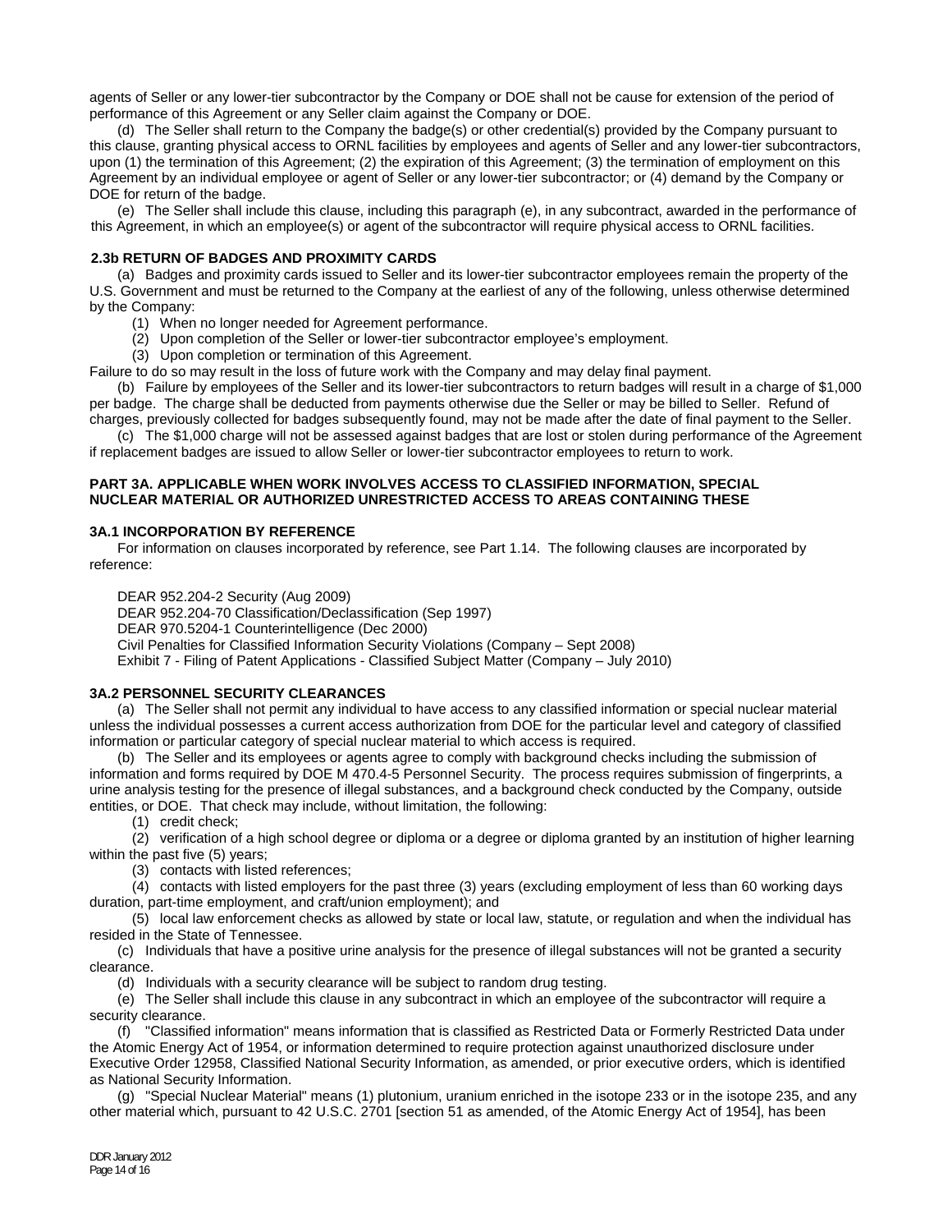agents of Seller or any lower-tier subcontractor by the Company or DOE shall not be cause for extension of the period of performance of this Agreement or any Seller claim against the Company or DOE.

(d) The Seller shall return to the Company the badge(s) or other credential(s) provided by the Company pursuant to this clause, granting physical access to ORNL facilities by employees and agents of Seller and any lower-tier subcontractors, upon (1) the termination of this Agreement; (2) the expiration of this Agreement; (3) the termination of employment on this Agreement by an individual employee or agent of Seller or any lower-tier subcontractor; or (4) demand by the Company or DOE for return of the badge.

(e) The Seller shall include this clause, including this paragraph (e), in any subcontract, awarded in the performance of this Agreement, in which an employee(s) or agent of the subcontractor will require physical access to ORNL facilities.

### 2.3b RETURN OF BADGES AND PROXIMITY CARDS

(a) Badges and proximity cards issued to Seller and its lower-tier subcontractor employees remain the property of the U.S. Government and must be returned to the Company at the earliest of any of the following, unless otherwise determined by the Company:

(1) When no longer needed for Agreement performance.

(2) Upon completion of the Seller or lower-tier subcontractor employee's employment.

(3) Upon completion or termination of this Agreement.

Failure to do so may result in the loss of future work with the Company and may delay final payment.

(b) Failure by employees of the Seller and its lower-tier subcontractors to return badges will result in a charge of $1,000 per badge. The charge shall be deducted from payments otherwise due the Seller or may be billed to Seller. Refund of charges, previously collected for badges subsequently found, may not be made after the date of final payment to the Seller.

(c) The $1,000 charge will not be assessed against badges that are lost or stolen during performance of the Agreement if replacement badges are issued to allow Seller or lower-tier subcontractor employees to return to work.

## PART 3A. APPLICABLE WHEN WORK INVOLVES ACCESS TO CLASSIFIED INFORMATION, SPECIAL NUCLEAR MATERIAL OR AUTHORIZED UNRESTRICTED ACCESS TO AREAS CONTAINING THESE

### 3A.1 INCORPORATION BY REFERENCE

For information on clauses incorporated by reference, see Part 1.14. The following clauses are incorporated by reference:

DEAR 952.204-2 Security (Aug 2009)
DEAR 952.204-70 Classification/Declassification (Sep 1997)
DEAR 970.5204-1 Counterintelligence (Dec 2000)
Civil Penalties for Classified Information Security Violations (Company – Sept 2008)
Exhibit 7 - Filing of Patent Applications - Classified Subject Matter (Company – July 2010)

### 3A.2 PERSONNEL SECURITY CLEARANCES

(a) The Seller shall not permit any individual to have access to any classified information or special nuclear material unless the individual possesses a current access authorization from DOE for the particular level and category of classified information or particular category of special nuclear material to which access is required.

(b) The Seller and its employees or agents agree to comply with background checks including the submission of information and forms required by DOE M 470.4-5 Personnel Security. The process requires submission of fingerprints, a urine analysis testing for the presence of illegal substances, and a background check conducted by the Company, outside entities, or DOE. That check may include, without limitation, the following:

(1) credit check;

(2) verification of a high school degree or diploma or a degree or diploma granted by an institution of higher learning within the past five (5) years;

(3) contacts with listed references;

(4) contacts with listed employers for the past three (3) years (excluding employment of less than 60 working days duration, part-time employment, and craft/union employment); and

(5) local law enforcement checks as allowed by state or local law, statute, or regulation and when the individual has resided in the State of Tennessee.

(c) Individuals that have a positive urine analysis for the presence of illegal substances will not be granted a security clearance.

(d) Individuals with a security clearance will be subject to random drug testing.

(e) The Seller shall include this clause in any subcontract in which an employee of the subcontractor will require a security clearance.

(f) "Classified information" means information that is classified as Restricted Data or Formerly Restricted Data under the Atomic Energy Act of 1954, or information determined to require protection against unauthorized disclosure under Executive Order 12958, Classified National Security Information, as amended, or prior executive orders, which is identified as National Security Information.

(g) "Special Nuclear Material" means (1) plutonium, uranium enriched in the isotope 233 or in the isotope 235, and any other material which, pursuant to 42 U.S.C. 2701 [section 51 as amended, of the Atomic Energy Act of 1954], has been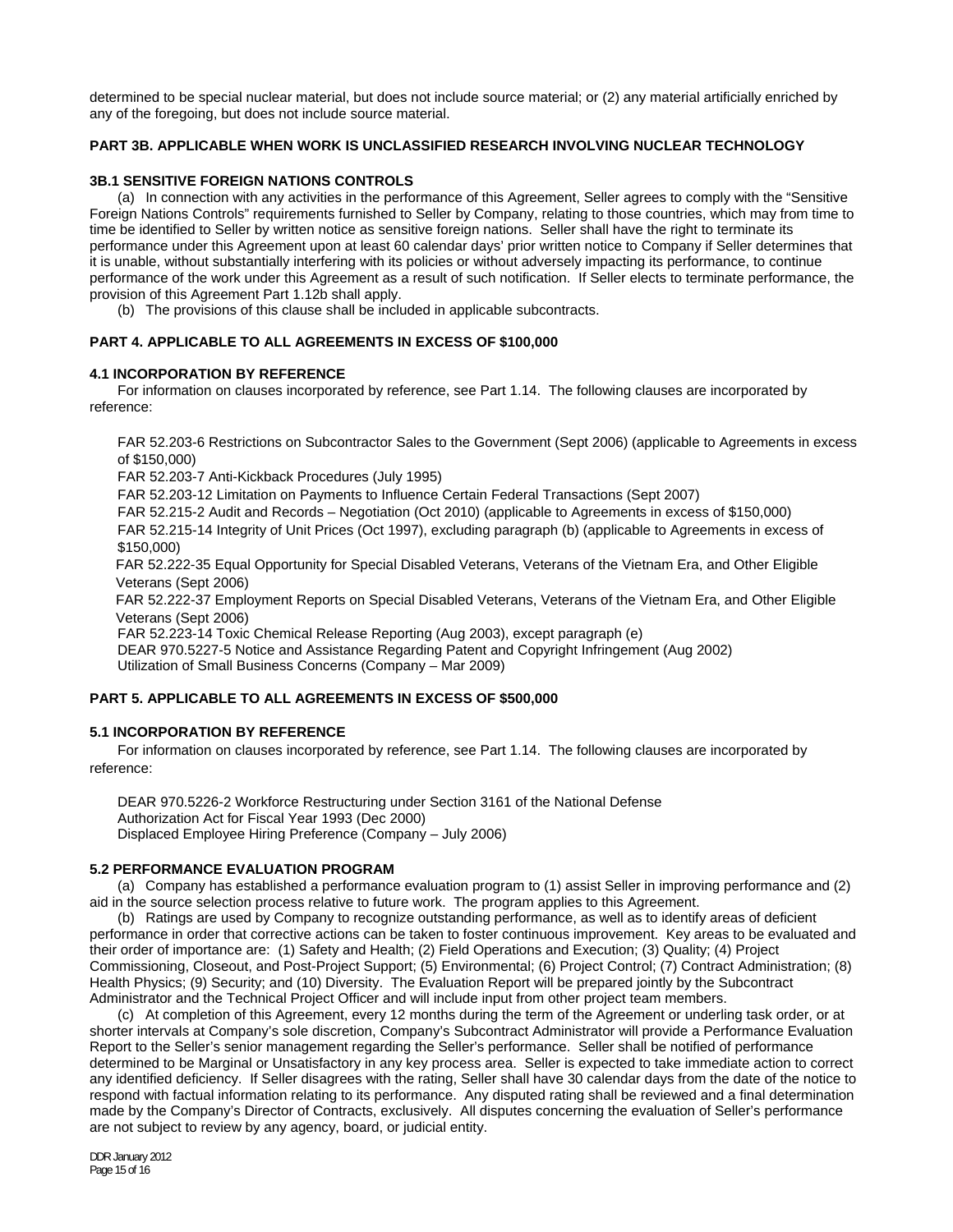determined to be special nuclear material, but does not include source material; or (2) any material artificially enriched by any of the foregoing, but does not include source material.

## PART 3B. APPLICABLE WHEN WORK IS UNCLASSIFIED RESEARCH INVOLVING NUCLEAR TECHNOLOGY

### 3B.1 SENSITIVE FOREIGN NATIONS CONTROLS

(a) In connection with any activities in the performance of this Agreement, Seller agrees to comply with the "Sensitive Foreign Nations Controls" requirements furnished to Seller by Company, relating to those countries, which may from time to time be identified to Seller by written notice as sensitive foreign nations. Seller shall have the right to terminate its performance under this Agreement upon at least 60 calendar days' prior written notice to Company if Seller determines that it is unable, without substantially interfering with its policies or without adversely impacting its performance, to continue performance of the work under this Agreement as a result of such notification. If Seller elects to terminate performance, the provision of this Agreement Part 1.12b shall apply.

(b) The provisions of this clause shall be included in applicable subcontracts.

## PART 4. APPLICABLE TO ALL AGREEMENTS IN EXCESS OF $100,000

### 4.1 INCORPORATION BY REFERENCE

For information on clauses incorporated by reference, see Part 1.14. The following clauses are incorporated by reference:

FAR 52.203-6 Restrictions on Subcontractor Sales to the Government (Sept 2006) (applicable to Agreements in excess of $150,000)
FAR 52.203-7 Anti-Kickback Procedures (July 1995)
FAR 52.203-12 Limitation on Payments to Influence Certain Federal Transactions (Sept 2007)
FAR 52.215-2 Audit and Records – Negotiation (Oct 2010) (applicable to Agreements in excess of $150,000)
FAR 52.215-14 Integrity of Unit Prices (Oct 1997), excluding paragraph (b) (applicable to Agreements in excess of $150,000)
FAR 52.222-35 Equal Opportunity for Special Disabled Veterans, Veterans of the Vietnam Era, and Other Eligible Veterans (Sept 2006)
FAR 52.222-37 Employment Reports on Special Disabled Veterans, Veterans of the Vietnam Era, and Other Eligible Veterans (Sept 2006)
FAR 52.223-14 Toxic Chemical Release Reporting (Aug 2003), except paragraph (e)
DEAR 970.5227-5 Notice and Assistance Regarding Patent and Copyright Infringement (Aug 2002)
Utilization of Small Business Concerns (Company – Mar 2009)

## PART 5. APPLICABLE TO ALL AGREEMENTS IN EXCESS OF $500,000

### 5.1 INCORPORATION BY REFERENCE

For information on clauses incorporated by reference, see Part 1.14. The following clauses are incorporated by reference:

DEAR 970.5226-2 Workforce Restructuring under Section 3161 of the National Defense Authorization Act for Fiscal Year 1993 (Dec 2000)
Displaced Employee Hiring Preference (Company – July 2006)

### 5.2 PERFORMANCE EVALUATION PROGRAM

(a) Company has established a performance evaluation program to (1) assist Seller in improving performance and (2) aid in the source selection process relative to future work. The program applies to this Agreement.

(b) Ratings are used by Company to recognize outstanding performance, as well as to identify areas of deficient performance in order that corrective actions can be taken to foster continuous improvement. Key areas to be evaluated and their order of importance are: (1) Safety and Health; (2) Field Operations and Execution; (3) Quality; (4) Project Commissioning, Closeout, and Post-Project Support; (5) Environmental; (6) Project Control; (7) Contract Administration; (8) Health Physics; (9) Security; and (10) Diversity. The Evaluation Report will be prepared jointly by the Subcontract Administrator and the Technical Project Officer and will include input from other project team members.

(c) At completion of this Agreement, every 12 months during the term of the Agreement or underling task order, or at shorter intervals at Company's sole discretion, Company's Subcontract Administrator will provide a Performance Evaluation Report to the Seller's senior management regarding the Seller's performance. Seller shall be notified of performance determined to be Marginal or Unsatisfactory in any key process area. Seller is expected to take immediate action to correct any identified deficiency. If Seller disagrees with the rating, Seller shall have 30 calendar days from the date of the notice to respond with factual information relating to its performance. Any disputed rating shall be reviewed and a final determination made by the Company's Director of Contracts, exclusively. All disputes concerning the evaluation of Seller's performance are not subject to review by any agency, board, or judicial entity.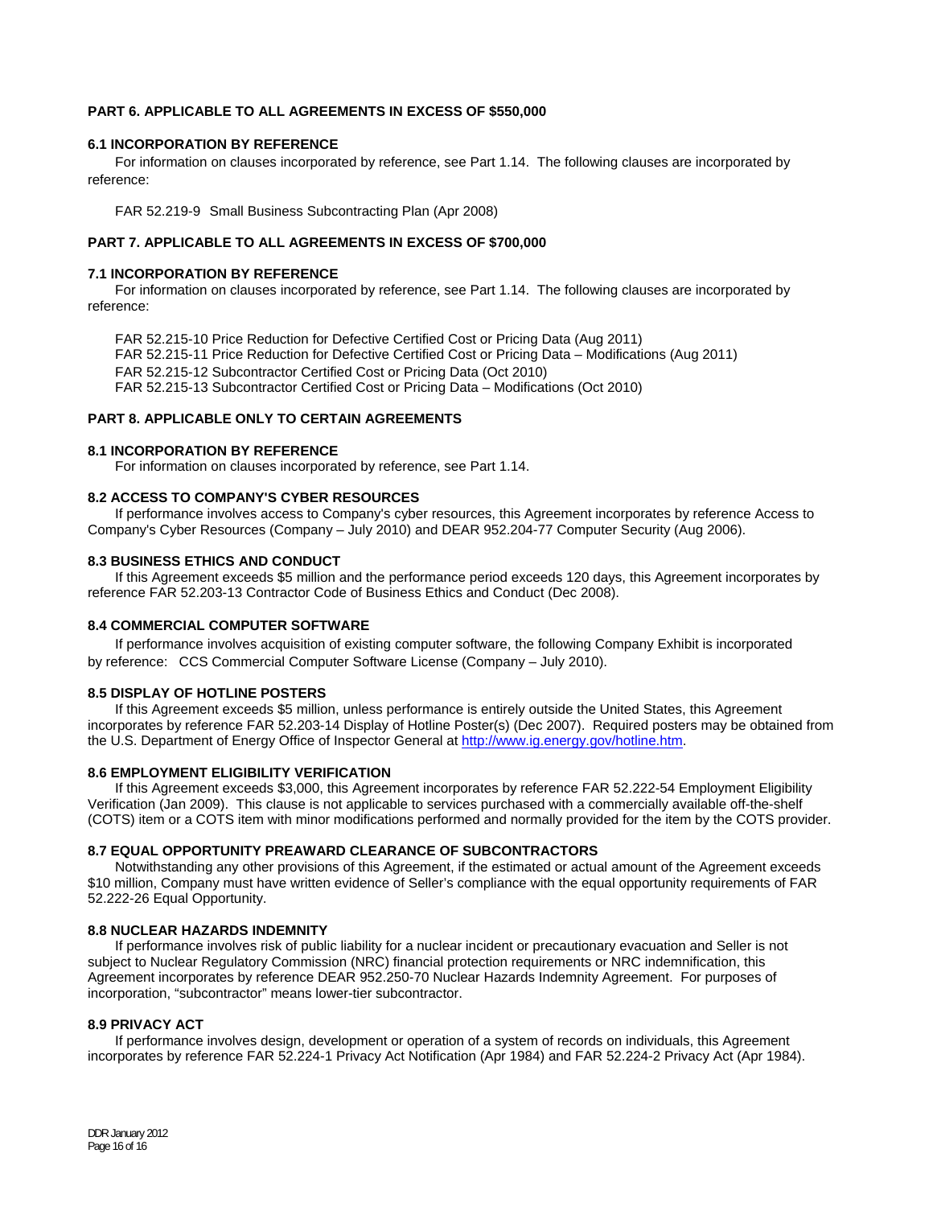## PART 6. APPLICABLE TO ALL AGREEMENTS IN EXCESS OF $550,000

### 6.1 INCORPORATION BY REFERENCE

For information on clauses incorporated by reference, see Part 1.14. The following clauses are incorporated by reference:

FAR 52.219-9 Small Business Subcontracting Plan (Apr 2008)

## PART 7. APPLICABLE TO ALL AGREEMENTS IN EXCESS OF $700,000

### 7.1 INCORPORATION BY REFERENCE

For information on clauses incorporated by reference, see Part 1.14. The following clauses are incorporated by reference:

FAR 52.215-10 Price Reduction for Defective Certified Cost or Pricing Data (Aug 2011)
FAR 52.215-11 Price Reduction for Defective Certified Cost or Pricing Data – Modifications (Aug 2011)
FAR 52.215-12 Subcontractor Certified Cost or Pricing Data (Oct 2010)
FAR 52.215-13 Subcontractor Certified Cost or Pricing Data – Modifications (Oct 2010)

## PART 8. APPLICABLE ONLY TO CERTAIN AGREEMENTS

### 8.1 INCORPORATION BY REFERENCE

For information on clauses incorporated by reference, see Part 1.14.

### 8.2 ACCESS TO COMPANY'S CYBER RESOURCES

If performance involves access to Company's cyber resources, this Agreement incorporates by reference Access to Company's Cyber Resources (Company – July 2010) and DEAR 952.204-77 Computer Security (Aug 2006).

### 8.3 BUSINESS ETHICS AND CONDUCT

If this Agreement exceeds $5 million and the performance period exceeds 120 days, this Agreement incorporates by reference FAR 52.203-13 Contractor Code of Business Ethics and Conduct (Dec 2008).

### 8.4 COMMERCIAL COMPUTER SOFTWARE

If performance involves acquisition of existing computer software, the following Company Exhibit is incorporated by reference: CCS Commercial Computer Software License (Company – July 2010).

### 8.5 DISPLAY OF HOTLINE POSTERS

If this Agreement exceeds $5 million, unless performance is entirely outside the United States, this Agreement incorporates by reference FAR 52.203-14 Display of Hotline Poster(s) (Dec 2007). Required posters may be obtained from the U.S. Department of Energy Office of Inspector General at http://www.ig.energy.gov/hotline.htm.

### 8.6 EMPLOYMENT ELIGIBILITY VERIFICATION

If this Agreement exceeds $3,000, this Agreement incorporates by reference FAR 52.222-54 Employment Eligibility Verification (Jan 2009). This clause is not applicable to services purchased with a commercially available off-the-shelf (COTS) item or a COTS item with minor modifications performed and normally provided for the item by the COTS provider.

### 8.7 EQUAL OPPORTUNITY PREAWARD CLEARANCE OF SUBCONTRACTORS

Notwithstanding any other provisions of this Agreement, if the estimated or actual amount of the Agreement exceeds $10 million, Company must have written evidence of Seller's compliance with the equal opportunity requirements of FAR 52.222-26 Equal Opportunity.

### 8.8 NUCLEAR HAZARDS INDEMNITY

If performance involves risk of public liability for a nuclear incident or precautionary evacuation and Seller is not subject to Nuclear Regulatory Commission (NRC) financial protection requirements or NRC indemnification, this Agreement incorporates by reference DEAR 952.250-70 Nuclear Hazards Indemnity Agreement. For purposes of incorporation, "subcontractor" means lower-tier subcontractor.

### 8.9 PRIVACY ACT

If performance involves design, development or operation of a system of records on individuals, this Agreement incorporates by reference FAR 52.224-1 Privacy Act Notification (Apr 1984) and FAR 52.224-2 Privacy Act (Apr 1984).